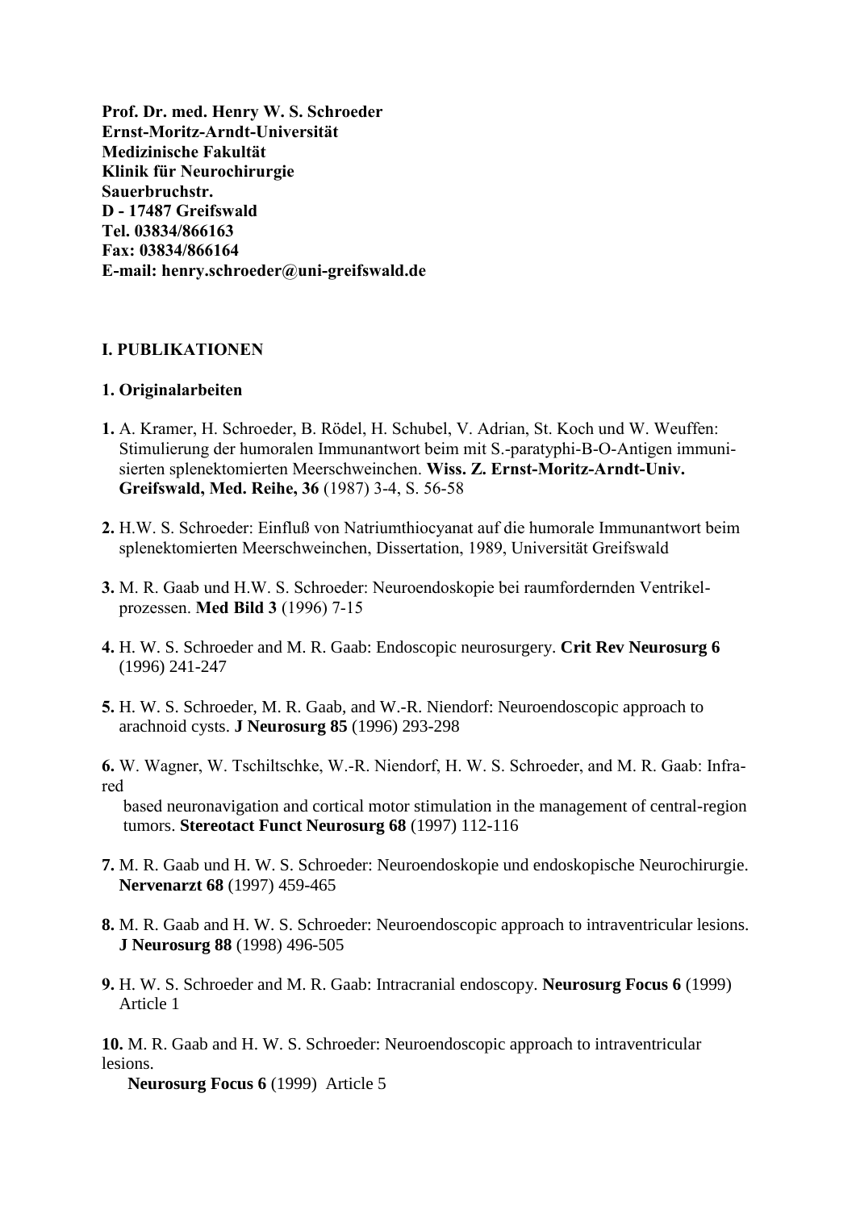**Prof. Dr. med. Henry W. S. Schroeder**
**Ernst-Moritz-Arndt-Universität**
**Medizinische Fakultät**
**Klinik für Neurochirurgie**
**Sauerbruchstr.**
**D - 17487 Greifswald**
**Tel. 03834/866163**
**Fax: 03834/866164**
**E-mail: henry.schroeder@uni-greifswald.de**

## I. PUBLIKATIONEN

### 1. Originalarbeiten

**1.** A. Kramer, H. Schroeder, B. Rödel, H. Schubel, V. Adrian, St. Koch und W. Weuffen: Stimulierung der humoralen Immunantwort beim mit S.-paratyphi-B-O-Antigen immunisierten splenektomierten Meerschweinchen. **Wiss. Z. Ernst-Moritz-Arndt-Univ. Greifswald, Med. Reihe, 36** (1987) 3-4, S. 56-58

**2.** H.W. S. Schroeder: Einfluß von Natriumthiocyanat auf die humorale Immunantwort beim splenektomierten Meerschweinchen, Dissertation, 1989, Universität Greifswald

**3.** M. R. Gaab und H.W. S. Schroeder: Neuroendoskopie bei raumfordernden Ventrikelprozessen. **Med Bild 3** (1996) 7-15

**4.** H. W. S. Schroeder and M. R. Gaab: Endoscopic neurosurgery. **Crit Rev Neurosurg 6** (1996) 241-247

**5.** H. W. S. Schroeder, M. R. Gaab, and W.-R. Niendorf: Neuroendoscopic approach to arachnoid cysts. **J Neurosurg 85** (1996) 293-298

**6.** W. Wagner, W. Tschiltschke, W.-R. Niendorf, H. W. S. Schroeder, and M. R. Gaab: Infrared based neuronavigation and cortical motor stimulation in the management of central-region tumors. **Stereotact Funct Neurosurg 68** (1997) 112-116

**7.** M. R. Gaab und H. W. S. Schroeder: Neuroendoskopie und endoskopische Neurochirurgie. **Nervenarzt 68** (1997) 459-465

**8.** M. R. Gaab and H. W. S. Schroeder: Neuroendoscopic approach to intraventricular lesions. **J Neurosurg 88** (1998) 496-505

**9.** H. W. S. Schroeder and M. R. Gaab: Intracranial endoscopy. **Neurosurg Focus 6** (1999) Article 1

**10.** M. R. Gaab and H. W. S. Schroeder: Neuroendoscopic approach to intraventricular lesions. **Neurosurg Focus 6** (1999) Article 5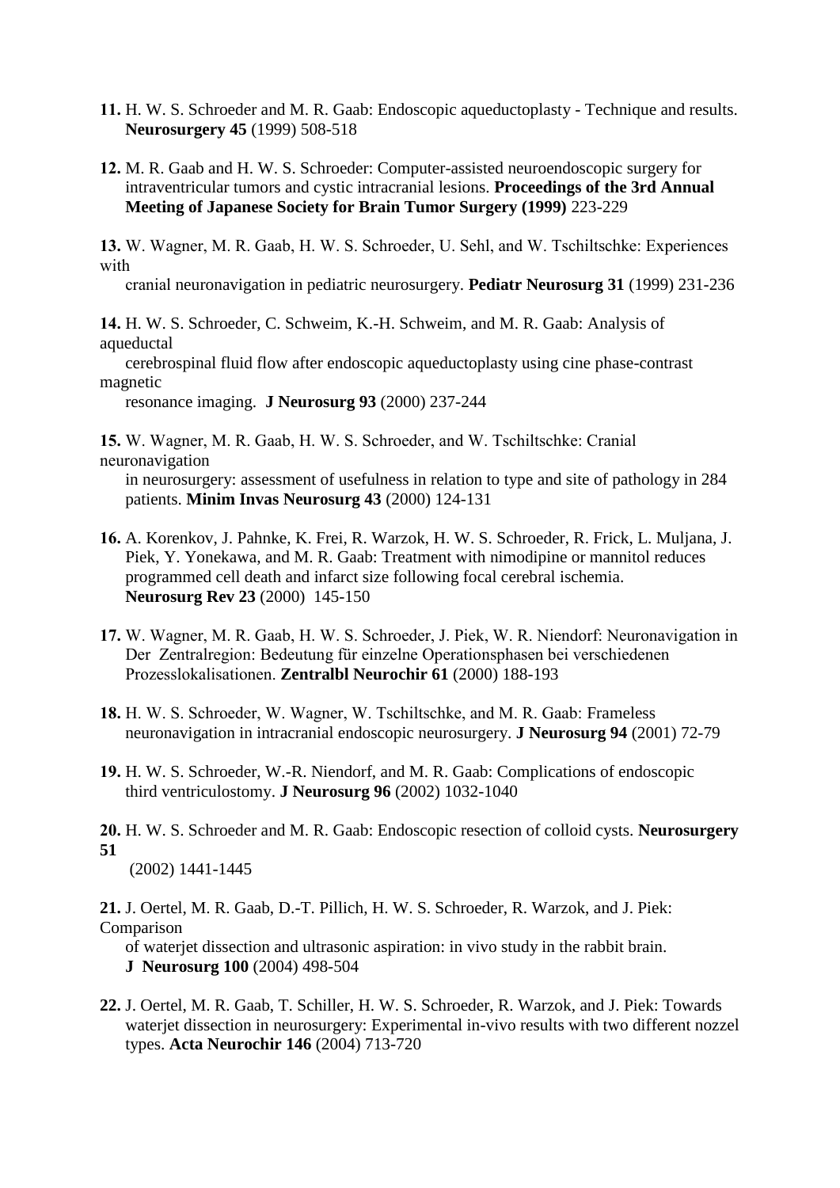**11.** H. W. S. Schroeder and M. R. Gaab: Endoscopic aqueductoplasty - Technique and results. **Neurosurgery 45** (1999) 508-518

**12.** M. R. Gaab and H. W. S. Schroeder: Computer-assisted neuroendoscopic surgery for intraventricular tumors and cystic intracranial lesions. **Proceedings of the 3rd Annual Meeting of Japanese Society for Brain Tumor Surgery (1999)** 223-229

**13.** W. Wagner, M. R. Gaab, H. W. S. Schroeder, U. Sehl, and W. Tschiltschke: Experiences with cranial neuronavigation in pediatric neurosurgery. **Pediatr Neurosurg 31** (1999) 231-236

**14.** H. W. S. Schroeder, C. Schweim, K.-H. Schweim, and M. R. Gaab: Analysis of aqueductal cerebrospinal fluid flow after endoscopic aqueductoplasty using cine phase-contrast magnetic resonance imaging. **J Neurosurg 93** (2000) 237-244

**15.** W. Wagner, M. R. Gaab, H. W. S. Schroeder, and W. Tschiltschke: Cranial neuronavigation in neurosurgery: assessment of usefulness in relation to type and site of pathology in 284 patients. **Minim Invas Neurosurg 43** (2000) 124-131

**16.** A. Korenkov, J. Pahnke, K. Frei, R. Warzok, H. W. S. Schroeder, R. Frick, L. Muljana, J. Piek, Y. Yonekawa, and M. R. Gaab: Treatment with nimodipine or mannitol reduces programmed cell death and infarct size following focal cerebral ischemia. **Neurosurg Rev 23** (2000) 145-150

**17.** W. Wagner, M. R. Gaab, H. W. S. Schroeder, J. Piek, W. R. Niendorf: Neuronavigation in Der Zentralregion: Bedeutung für einzelne Operationsphasen bei verschiedenen Prozesslokalisationen. **Zentralbl Neurochir 61** (2000) 188-193

**18.** H. W. S. Schroeder, W. Wagner, W. Tschiltschke, and M. R. Gaab: Frameless neuronavigation in intracranial endoscopic neurosurgery. **J Neurosurg 94** (2001) 72-79

**19.** H. W. S. Schroeder, W.-R. Niendorf, and M. R. Gaab: Complications of endoscopic third ventriculostomy. **J Neurosurg 96** (2002) 1032-1040

**20.** H. W. S. Schroeder and M. R. Gaab: Endoscopic resection of colloid cysts. **Neurosurgery 51** (2002) 1441-1445

**21.** J. Oertel, M. R. Gaab, D.-T. Pillich, H. W. S. Schroeder, R. Warzok, and J. Piek: Comparison of waterjet dissection and ultrasonic aspiration: in vivo study in the rabbit brain. **J Neurosurg 100** (2004) 498-504

**22.** J. Oertel, M. R. Gaab, T. Schiller, H. W. S. Schroeder, R. Warzok, and J. Piek: Towards waterjet dissection in neurosurgery: Experimental in-vivo results with two different nozzel types. **Acta Neurochir 146** (2004) 713-720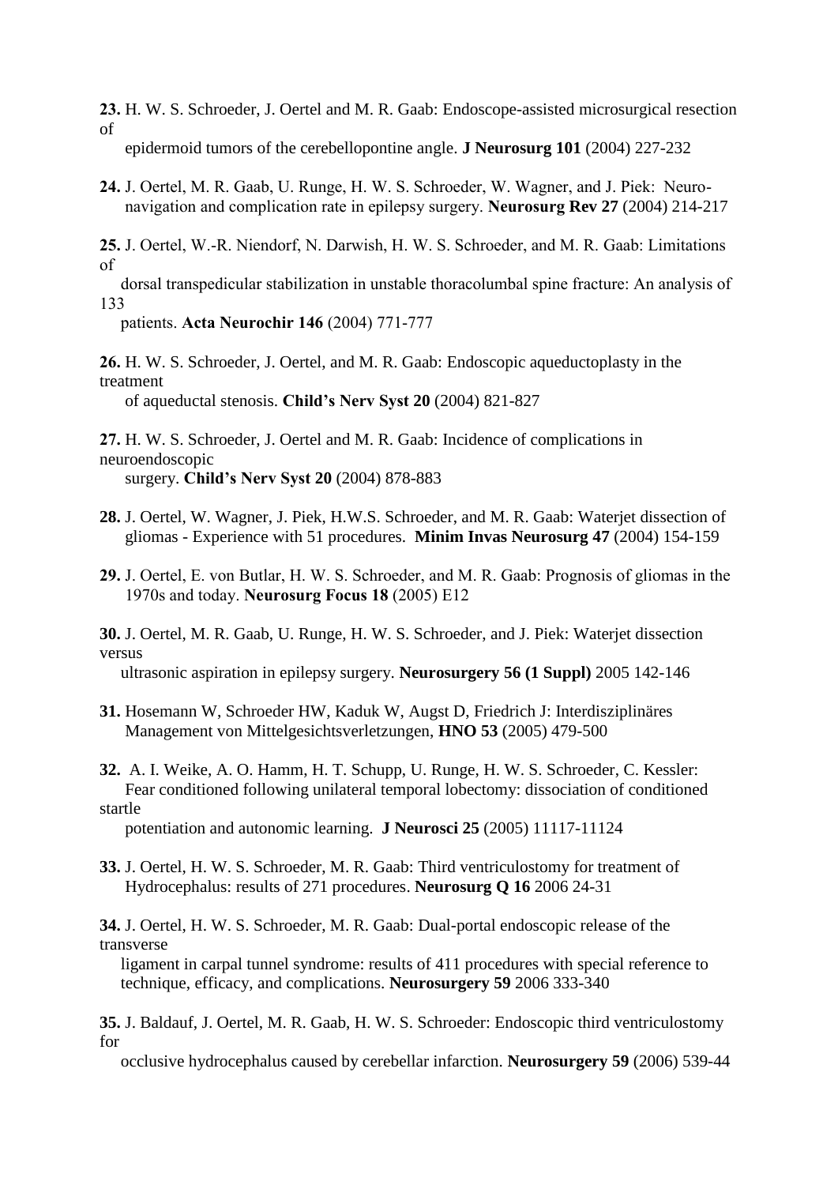**23.** H. W. S. Schroeder, J. Oertel and M. R. Gaab: Endoscope-assisted microsurgical resection of epidermoid tumors of the cerebellopontine angle. **J Neurosurg 101** (2004) 227-232

**24.** J. Oertel, M. R. Gaab, U. Runge, H. W. S. Schroeder, W. Wagner, and J. Piek: Neuro-navigation and complication rate in epilepsy surgery. **Neurosurg Rev 27** (2004) 214-217

**25.** J. Oertel, W.-R. Niendorf, N. Darwish, H. W. S. Schroeder, and M. R. Gaab: Limitations of dorsal transpedicular stabilization in unstable thoracolumbal spine fracture: An analysis of 133 patients. **Acta Neurochir 146** (2004) 771-777

**26.** H. W. S. Schroeder, J. Oertel, and M. R. Gaab: Endoscopic aqueductoplasty in the treatment of aqueductal stenosis. **Child's Nerv Syst 20** (2004) 821-827

**27.** H. W. S. Schroeder, J. Oertel and M. R. Gaab: Incidence of complications in neuroendoscopic surgery. **Child's Nerv Syst 20** (2004) 878-883

**28.** J. Oertel, W. Wagner, J. Piek, H.W.S. Schroeder, and M. R. Gaab: Waterjet dissection of gliomas - Experience with 51 procedures. **Minim Invas Neurosurg 47** (2004) 154-159

**29.** J. Oertel, E. von Butlar, H. W. S. Schroeder, and M. R. Gaab: Prognosis of gliomas in the 1970s and today. **Neurosurg Focus 18** (2005) E12

**30.** J. Oertel, M. R. Gaab, U. Runge, H. W. S. Schroeder, and J. Piek: Waterjet dissection versus ultrasonic aspiration in epilepsy surgery. **Neurosurgery 56 (1 Suppl)** 2005 142-146

**31.** Hosemann W, Schroeder HW, Kaduk W, Augst D, Friedrich J: Interdisziplinäres Management von Mittelgesichtsverletzungen, **HNO 53** (2005) 479-500

**32.** A. I. Weike, A. O. Hamm, H. T. Schupp, U. Runge, H. W. S. Schroeder, C. Kessler: Fear conditioned following unilateral temporal lobectomy: dissociation of conditioned startle potentiation and autonomic learning. **J Neurosci 25** (2005) 11117-11124

**33.** J. Oertel, H. W. S. Schroeder, M. R. Gaab: Third ventriculostomy for treatment of Hydrocephalus: results of 271 procedures. **Neurosurg Q 16** 2006 24-31

**34.** J. Oertel, H. W. S. Schroeder, M. R. Gaab: Dual-portal endoscopic release of the transverse ligament in carpal tunnel syndrome: results of 411 procedures with special reference to technique, efficacy, and complications. **Neurosurgery 59** 2006 333-340

**35.** J. Baldauf, J. Oertel, M. R. Gaab, H. W. S. Schroeder: Endoscopic third ventriculostomy for occlusive hydrocephalus caused by cerebellar infarction. **Neurosurgery 59** (2006) 539-44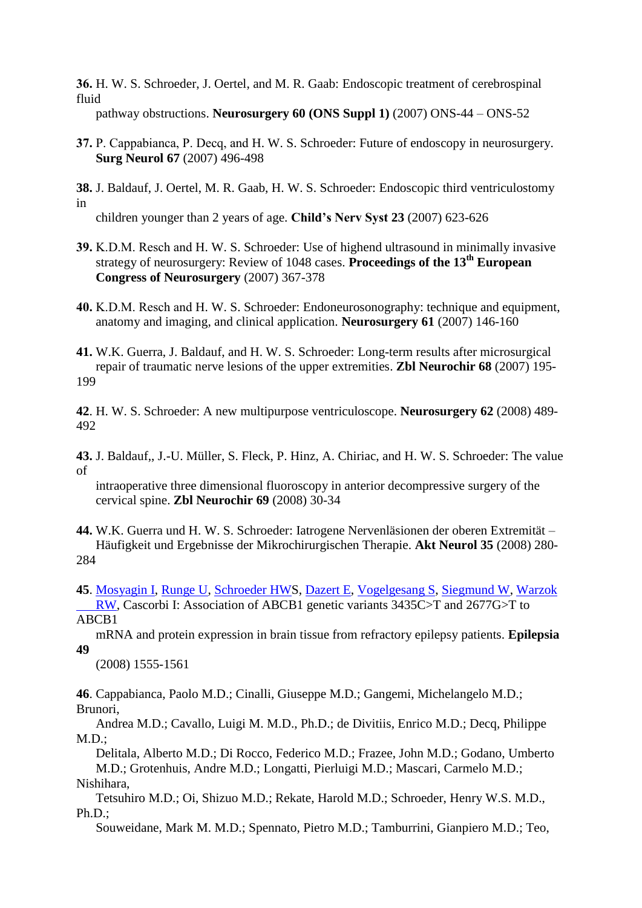**36.** H. W. S. Schroeder, J. Oertel, and M. R. Gaab: Endoscopic treatment of cerebrospinal fluid pathway obstructions. **Neurosurgery 60 (ONS Suppl 1)** (2007) ONS-44 – ONS-52

**37.** P. Cappabianca, P. Decq, and H. W. S. Schroeder: Future of endoscopy in neurosurgery. **Surg Neurol 67** (2007) 496-498

**38.** J. Baldauf, J. Oertel, M. R. Gaab, H. W. S. Schroeder: Endoscopic third ventriculostomy in children younger than 2 years of age. **Child's Nerv Syst 23** (2007) 623-626

**39.** K.D.M. Resch and H. W. S. Schroeder: Use of highend ultrasound in minimally invasive strategy of neurosurgery: Review of 1048 cases. **Proceedings of the 13th European Congress of Neurosurgery** (2007) 367-378

**40.** K.D.M. Resch and H. W. S. Schroeder: Endoneurosonography: technique and equipment, anatomy and imaging, and clinical application. **Neurosurgery 61** (2007) 146-160

**41.** W.K. Guerra, J. Baldauf, and H. W. S. Schroeder: Long-term results after microsurgical repair of traumatic nerve lesions of the upper extremities. **Zbl Neurochir 68** (2007) 195-199

**42**. H. W. S. Schroeder: A new multipurpose ventriculoscope. **Neurosurgery 62** (2008) 489-492

**43.** J. Baldauf,, J.-U. Müller, S. Fleck, P. Hinz, A. Chiriac, and H. W. S. Schroeder: The value of intraoperative three dimensional fluoroscopy in anterior decompressive surgery of the cervical spine. **Zbl Neurochir 69** (2008) 30-34

**44.** W.K. Guerra und H. W. S. Schroeder: Iatrogene Nervenläsionen der oberen Extremität – Häufigkeit und Ergebnisse der Mikrochirurgischen Therapie. **Akt Neurol 35** (2008) 280-284

**45**. Mosyagin I, Runge U, Schroeder HWS, Dazert E, Vogelgesang S, Siegmund W, Warzok RW, Cascorbi I: Association of ABCB1 genetic variants 3435C>T and 2677G>T to ABCB1 mRNA and protein expression in brain tissue from refractory epilepsy patients. **Epilepsia 49** (2008) 1555-1561

**46**. Cappabianca, Paolo M.D.; Cinalli, Giuseppe M.D.; Gangemi, Michelangelo M.D.; Brunori, Andrea M.D.; Cavallo, Luigi M. M.D., Ph.D.; de Divitiis, Enrico M.D.; Decq, Philippe M.D.; Delitala, Alberto M.D.; Di Rocco, Federico M.D.; Frazee, John M.D.; Godano, Umberto M.D.; Grotenhuis, Andre M.D.; Longatti, Pierluigi M.D.; Mascari, Carmelo M.D.; Nishihara, Tetsuhiro M.D.; Oi, Shizuo M.D.; Rekate, Harold M.D.; Schroeder, Henry W.S. M.D., Ph.D.; Souweidane, Mark M. M.D.; Spennato, Pietro M.D.; Tamburrini, Gianpiero M.D.; Teo,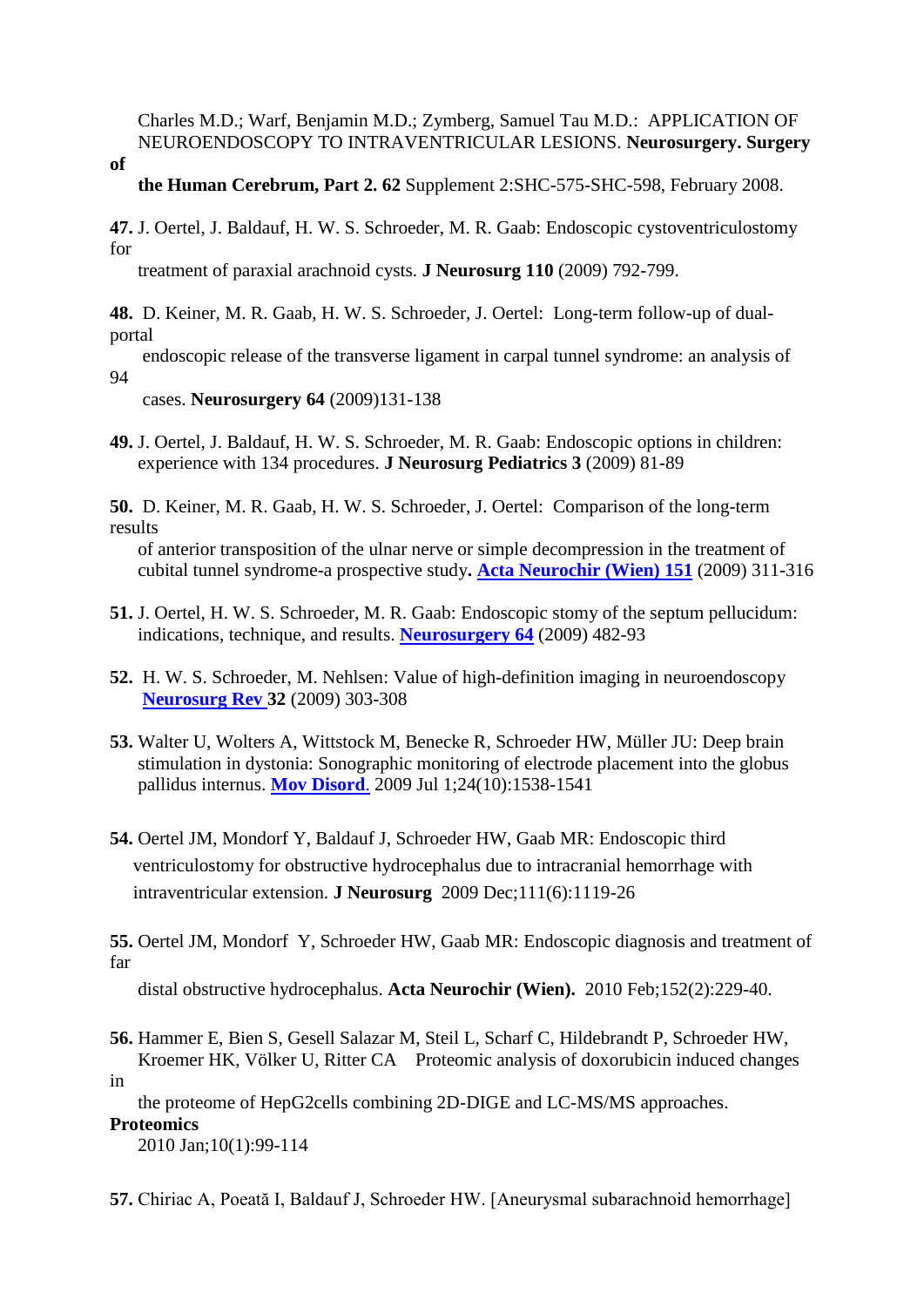Charles M.D.; Warf, Benjamin M.D.; Zymberg, Samuel Tau M.D.: APPLICATION OF NEUROENDOSCOPY TO INTRAVENTRICULAR LESIONS. **Neurosurgery. Surgery of the Human Cerebrum, Part 2. 62** Supplement 2:SHC-575-SHC-598, February 2008.

**47.** J. Oertel, J. Baldauf, H. W. S. Schroeder, M. R. Gaab: Endoscopic cystoventriculostomy for treatment of paraxial arachnoid cysts. **J Neurosurg 110** (2009) 792-799.

**48.** D. Keiner, M. R. Gaab, H. W. S. Schroeder, J. Oertel: Long-term follow-up of dual-portal endoscopic release of the transverse ligament in carpal tunnel syndrome: an analysis of 94 cases. **Neurosurgery 64** (2009)131-138

**49.** J. Oertel, J. Baldauf, H. W. S. Schroeder, M. R. Gaab: Endoscopic options in children: experience with 134 procedures. **J Neurosurg Pediatrics 3** (2009) 81-89

**50.** D. Keiner, M. R. Gaab, H. W. S. Schroeder, J. Oertel: Comparison of the long-term results of anterior transposition of the ulnar nerve or simple decompression in the treatment of cubital tunnel syndrome-a prospective study**. Acta Neurochir (Wien) 151** (2009) 311-316

**51.** J. Oertel, H. W. S. Schroeder, M. R. Gaab: Endoscopic stomy of the septum pellucidum: indications, technique, and results. **Neurosurgery 64** (2009) 482-93

**52.** H. W. S. Schroeder, M. Nehlsen: Value of high-definition imaging in neuroendoscopy **Neurosurg Rev 32** (2009) 303-308

**53.** Walter U, Wolters A, Wittstock M, Benecke R, Schroeder HW, Müller JU: Deep brain stimulation in dystonia: Sonographic monitoring of electrode placement into the globus pallidus internus. **Mov Disord**. 2009 Jul 1;24(10):1538-1541

**54.** Oertel JM, Mondorf Y, Baldauf J, Schroeder HW, Gaab MR: Endoscopic third ventriculostomy for obstructive hydrocephalus due to intracranial hemorrhage with intraventricular extension. **J Neurosurg** 2009 Dec;111(6):1119-26

**55.** Oertel JM, Mondorf Y, Schroeder HW, Gaab MR: Endoscopic diagnosis and treatment of far distal obstructive hydrocephalus. **Acta Neurochir (Wien).** 2010 Feb;152(2):229-40.

**56.** Hammer E, Bien S, Gesell Salazar M, Steil L, Scharf C, Hildebrandt P, Schroeder HW, Kroemer HK, Völker U, Ritter CA Proteomic analysis of doxorubicin induced changes in the proteome of HepG2cells combining 2D-DIGE and LC-MS/MS approaches. **Proteomics** 2010 Jan;10(1):99-114

**57.** Chiriac A, Poeată I, Baldauf J, Schroeder HW. [Aneurysmal subarachnoid hemorrhage]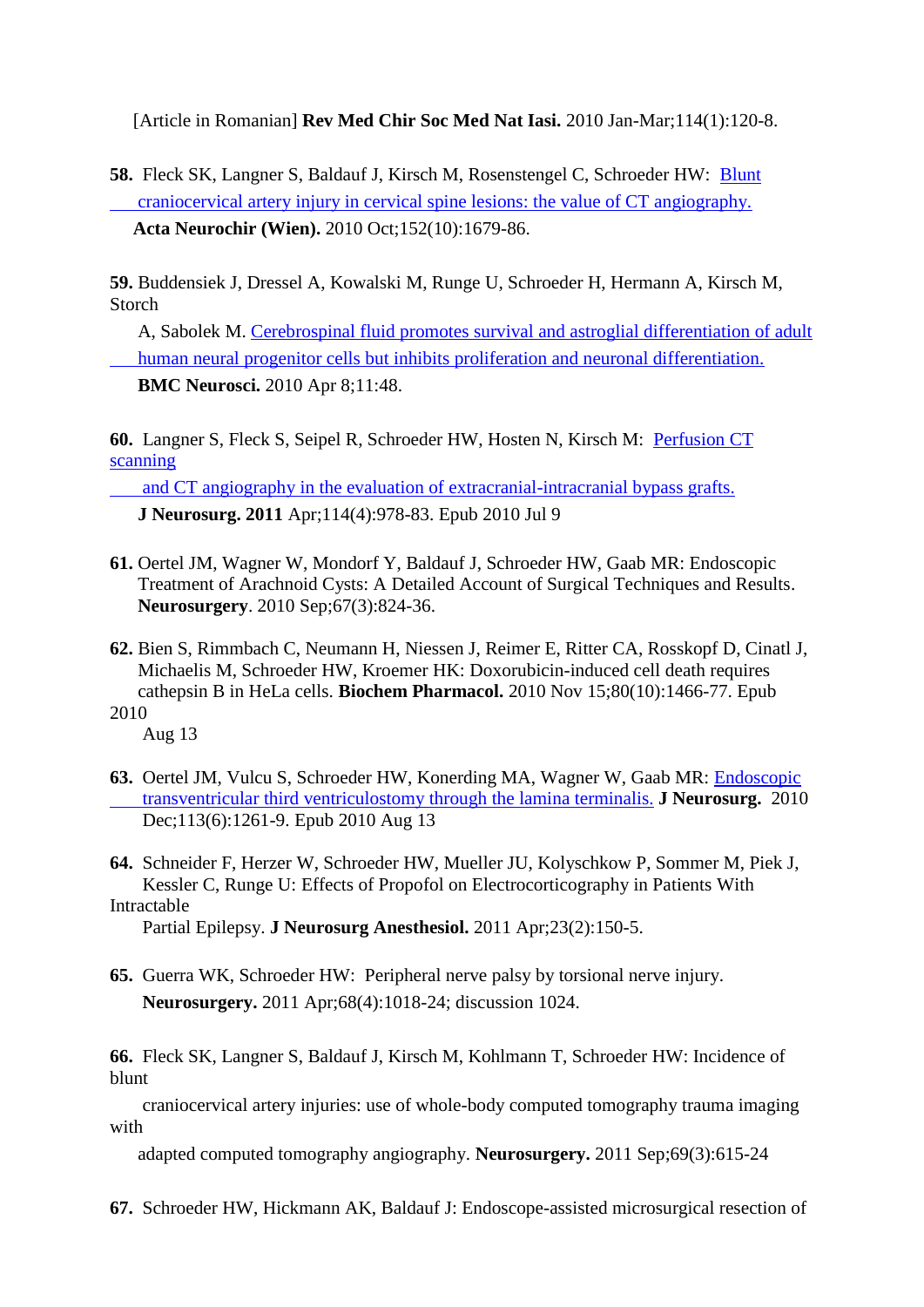[Article in Romanian] **Rev Med Chir Soc Med Nat Iasi.** 2010 Jan-Mar;114(1):120-8.

**58.** Fleck SK, Langner S, Baldauf J, Kirsch M, Rosenstengel C, Schroeder HW: Blunt craniocervical artery injury in cervical spine lesions: the value of CT angiography. **Acta Neurochir (Wien).** 2010 Oct;152(10):1679-86.

**59.** Buddensiek J, Dressel A, Kowalski M, Runge U, Schroeder H, Hermann A, Kirsch M, Storch A, Sabolek M. Cerebrospinal fluid promotes survival and astroglial differentiation of adult human neural progenitor cells but inhibits proliferation and neuronal differentiation. **BMC Neurosci.** 2010 Apr 8;11:48.

**60.** Langner S, Fleck S, Seipel R, Schroeder HW, Hosten N, Kirsch M: Perfusion CT scanning and CT angiography in the evaluation of extracranial-intracranial bypass grafts. **J Neurosurg. 2011** Apr;114(4):978-83. Epub 2010 Jul 9

**61.** Oertel JM, Wagner W, Mondorf Y, Baldauf J, Schroeder HW, Gaab MR: Endoscopic Treatment of Arachnoid Cysts: A Detailed Account of Surgical Techniques and Results. **Neurosurgery**. 2010 Sep;67(3):824-36.

**62.** Bien S, Rimmbach C, Neumann H, Niessen J, Reimer E, Ritter CA, Rosskopf D, Cinatl J, Michaelis M, Schroeder HW, Kroemer HK: Doxorubicin-induced cell death requires cathepsin B in HeLa cells. **Biochem Pharmacol.** 2010 Nov 15;80(10):1466-77. Epub 2010 Aug 13

**63.** Oertel JM, Vulcu S, Schroeder HW, Konerding MA, Wagner W, Gaab MR: Endoscopic transventricular third ventriculostomy through the lamina terminalis. **J Neurosurg.** 2010 Dec;113(6):1261-9. Epub 2010 Aug 13

**64.** Schneider F, Herzer W, Schroeder HW, Mueller JU, Kolyschkow P, Sommer M, Piek J, Kessler C, Runge U: Effects of Propofol on Electrocorticography in Patients With Intractable Partial Epilepsy. **J Neurosurg Anesthesiol.** 2011 Apr;23(2):150-5.

**65.** Guerra WK, Schroeder HW: Peripheral nerve palsy by torsional nerve injury. **Neurosurgery.** 2011 Apr;68(4):1018-24; discussion 1024.

**66.** Fleck SK, Langner S, Baldauf J, Kirsch M, Kohlmann T, Schroeder HW: Incidence of blunt craniocervical artery injuries: use of whole-body computed tomography trauma imaging with adapted computed tomography angiography. **Neurosurgery.** 2011 Sep;69(3):615-24

**67.** Schroeder HW, Hickmann AK, Baldauf J: Endoscope-assisted microsurgical resection of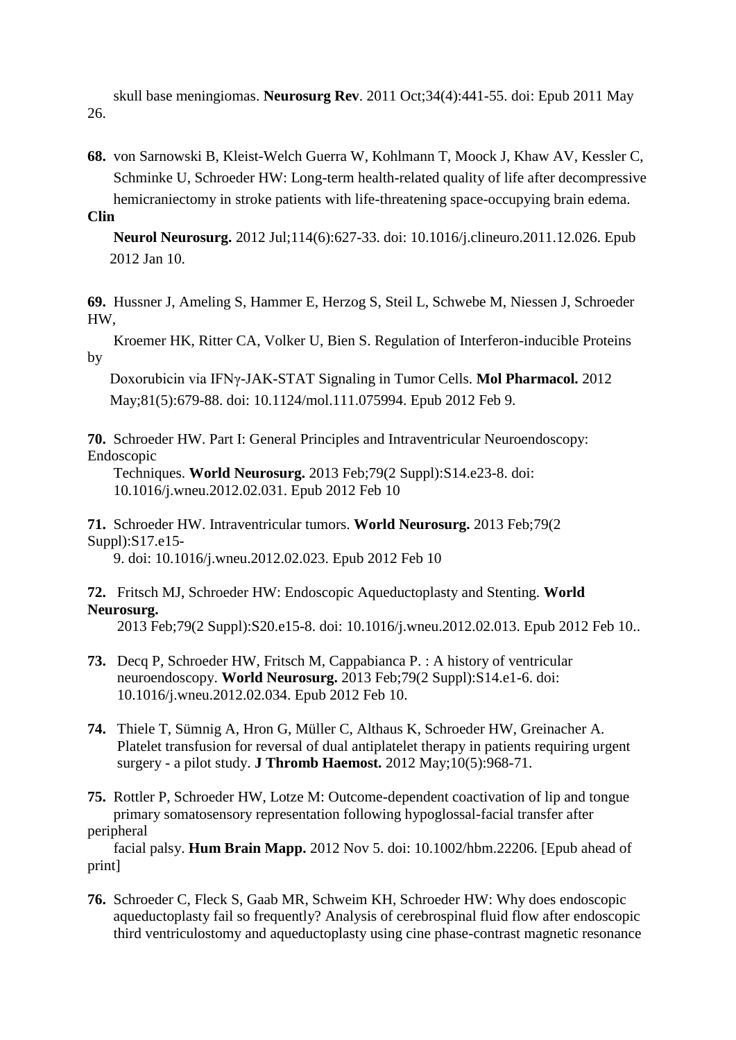skull base meningiomas. **Neurosurg Rev**. 2011 Oct;34(4):441-55. doi: Epub 2011 May 26.

**68.** von Sarnowski B, Kleist-Welch Guerra W, Kohlmann T, Moock J, Khaw AV, Kessler C, Schminke U, Schroeder HW: Long-term health-related quality of life after decompressive hemicraniectomy in stroke patients with life-threatening space-occupying brain edema. **Clin Neurol Neurosurg.** 2012 Jul;114(6):627-33. doi: 10.1016/j.clineuro.2011.12.026. Epub 2012 Jan 10.

**69.** Hussner J, Ameling S, Hammer E, Herzog S, Steil L, Schwebe M, Niessen J, Schroeder HW, Kroemer HK, Ritter CA, Volker U, Bien S. Regulation of Interferon-inducible Proteins by Doxorubicin via IFNγ-JAK-STAT Signaling in Tumor Cells. **Mol Pharmacol.** 2012 May;81(5):679-88. doi: 10.1124/mol.111.075994. Epub 2012 Feb 9.

**70.** Schroeder HW. Part I: General Principles and Intraventricular Neuroendoscopy: Endoscopic Techniques. **World Neurosurg.** 2013 Feb;79(2 Suppl):S14.e23-8. doi: 10.1016/j.wneu.2012.02.031. Epub 2012 Feb 10

**71.** Schroeder HW. Intraventricular tumors. **World Neurosurg.** 2013 Feb;79(2 Suppl):S17.e15-9. doi: 10.1016/j.wneu.2012.02.023. Epub 2012 Feb 10

**72.** Fritsch MJ, Schroeder HW: Endoscopic Aqueductoplasty and Stenting. **World Neurosurg.** 2013 Feb;79(2 Suppl):S20.e15-8. doi: 10.1016/j.wneu.2012.02.013. Epub 2012 Feb 10..

**73.** Decq P, Schroeder HW, Fritsch M, Cappabianca P. : A history of ventricular neuroendoscopy. **World Neurosurg.** 2013 Feb;79(2 Suppl):S14.e1-6. doi: 10.1016/j.wneu.2012.02.034. Epub 2012 Feb 10.

**74.** Thiele T, Sümnig A, Hron G, Müller C, Althaus K, Schroeder HW, Greinacher A. Platelet transfusion for reversal of dual antiplatelet therapy in patients requiring urgent surgery - a pilot study. **J Thromb Haemost.** 2012 May;10(5):968-71.

**75.** Rottler P, Schroeder HW, Lotze M: Outcome-dependent coactivation of lip and tongue primary somatosensory representation following hypoglossal-facial transfer after peripheral facial palsy. **Hum Brain Mapp.** 2012 Nov 5. doi: 10.1002/hbm.22206. [Epub ahead of print]

**76.** Schroeder C, Fleck S, Gaab MR, Schweim KH, Schroeder HW: Why does endoscopic aqueductoplasty fail so frequently? Analysis of cerebrospinal fluid flow after endoscopic third ventriculostomy and aqueductoplasty using cine phase-contrast magnetic resonance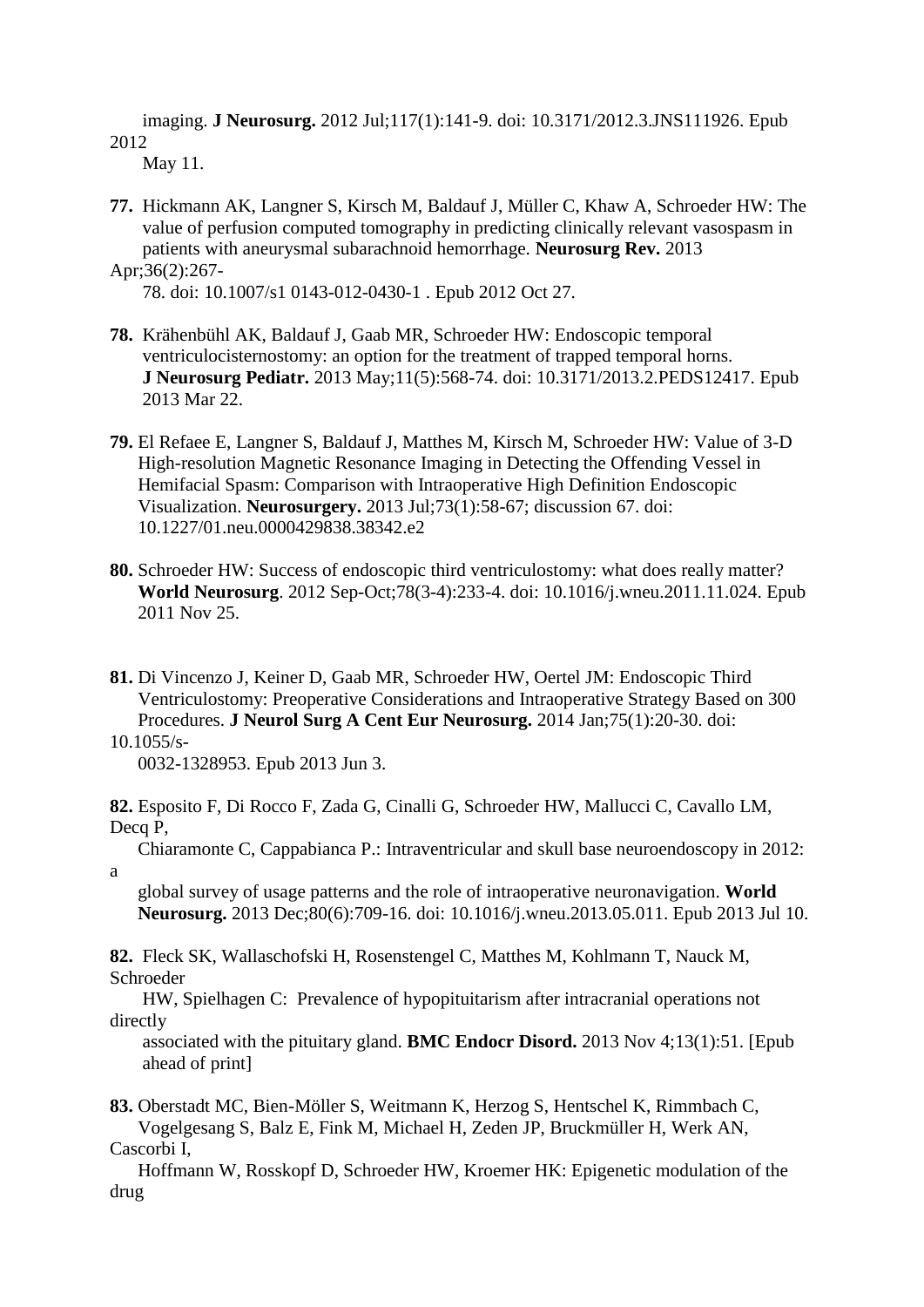imaging. **J Neurosurg.** 2012 Jul;117(1):141-9. doi: 10.3171/2012.3.JNS111926. Epub 2012 May 11.

**77.** Hickmann AK, Langner S, Kirsch M, Baldauf J, Müller C, Khaw A, Schroeder HW: The value of perfusion computed tomography in predicting clinically relevant vasospasm in patients with aneurysmal subarachnoid hemorrhage. **Neurosurg Rev.** 2013 Apr;36(2):267-78. doi: 10.1007/s1 0143-012-0430-1 . Epub 2012 Oct 27.

**78.** Krähenbühl AK, Baldauf J, Gaab MR, Schroeder HW: Endoscopic temporal ventriculocisternostomy: an option for the treatment of trapped temporal horns. **J Neurosurg Pediatr.** 2013 May;11(5):568-74. doi: 10.3171/2013.2.PEDS12417. Epub 2013 Mar 22.

**79.** El Refaee E, Langner S, Baldauf J, Matthes M, Kirsch M, Schroeder HW: Value of 3-D High-resolution Magnetic Resonance Imaging in Detecting the Offending Vessel in Hemifacial Spasm: Comparison with Intraoperative High Definition Endoscopic Visualization. **Neurosurgery.** 2013 Jul;73(1):58-67; discussion 67. doi: 10.1227/01.neu.0000429838.38342.e2

**80.** Schroeder HW: Success of endoscopic third ventriculostomy: what does really matter? **World Neurosurg**. 2012 Sep-Oct;78(3-4):233-4. doi: 10.1016/j.wneu.2011.11.024. Epub 2011 Nov 25.

**81.** Di Vincenzo J, Keiner D, Gaab MR, Schroeder HW, Oertel JM: Endoscopic Third Ventriculostomy: Preoperative Considerations and Intraoperative Strategy Based on 300 Procedures. **J Neurol Surg A Cent Eur Neurosurg.** 2014 Jan;75(1):20-30. doi: 10.1055/s-0032-1328953. Epub 2013 Jun 3.

**82.** Esposito F, Di Rocco F, Zada G, Cinalli G, Schroeder HW, Mallucci C, Cavallo LM, Decq P, Chiaramonte C, Cappabianca P.: Intraventricular and skull base neuroendoscopy in 2012: a global survey of usage patterns and the role of intraoperative neuronavigation. **World Neurosurg.** 2013 Dec;80(6):709-16. doi: 10.1016/j.wneu.2013.05.011. Epub 2013 Jul 10.

**82.** Fleck SK, Wallaschofski H, Rosenstengel C, Matthes M, Kohlmann T, Nauck M, Schroeder HW, Spielhagen C: Prevalence of hypopituitarism after intracranial operations not directly associated with the pituitary gland. **BMC Endocr Disord.** 2013 Nov 4;13(1):51. [Epub ahead of print]

**83.** Oberstadt MC, Bien-Möller S, Weitmann K, Herzog S, Hentschel K, Rimmbach C, Vogelgesang S, Balz E, Fink M, Michael H, Zeden JP, Bruckmüller H, Werk AN, Cascorbi I, Hoffmann W, Rosskopf D, Schroeder HW, Kroemer HK: Epigenetic modulation of the drug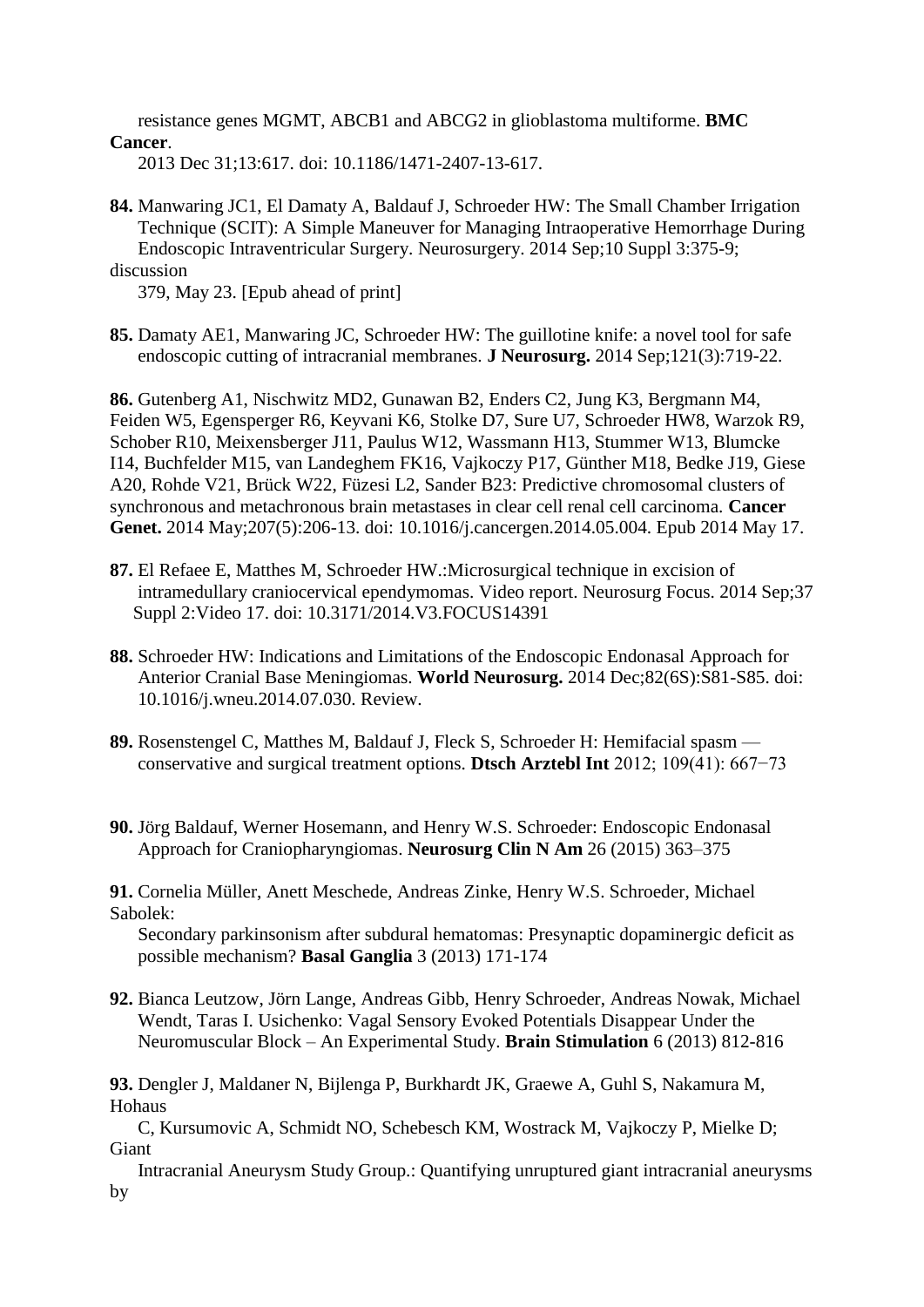resistance genes MGMT, ABCB1 and ABCG2 in glioblastoma multiforme. **BMC Cancer**.
2013 Dec 31;13:617. doi: 10.1186/1471-2407-13-617.

**84.** Manwaring JC1, El Damaty A, Baldauf J, Schroeder HW: The Small Chamber Irrigation Technique (SCIT): A Simple Maneuver for Managing Intraoperative Hemorrhage During Endoscopic Intraventricular Surgery. Neurosurgery. 2014 Sep;10 Suppl 3:375-9; discussion
379, May 23. [Epub ahead of print]

**85.** Damaty AE1, Manwaring JC, Schroeder HW: The guillotine knife: a novel tool for safe endoscopic cutting of intracranial membranes. **J Neurosurg.** 2014 Sep;121(3):719-22.

**86.** Gutenberg A1, Nischwitz MD2, Gunawan B2, Enders C2, Jung K3, Bergmann M4, Feiden W5, Egensperger R6, Keyvani K6, Stolke D7, Sure U7, Schroeder HW8, Warzok R9, Schober R10, Meixensberger J11, Paulus W12, Wassmann H13, Stummer W13, Blumcke I14, Buchfelder M15, van Landeghem FK16, Vajkoczy P17, Günther M18, Bedke J19, Giese A20, Rohde V21, Brück W22, Füzesi L2, Sander B23: Predictive chromosomal clusters of synchronous and metachronous brain metastases in clear cell renal cell carcinoma. **Cancer Genet.** 2014 May;207(5):206-13. doi: 10.1016/j.cancergen.2014.05.004. Epub 2014 May 17.

**87.** El Refaee E, Matthes M, Schroeder HW.:Microsurgical technique in excision of intramedullary craniocervical ependymomas. Video report. Neurosurg Focus. 2014 Sep;37 Suppl 2:Video 17. doi: 10.3171/2014.V3.FOCUS14391

**88.** Schroeder HW: Indications and Limitations of the Endoscopic Endonasal Approach for Anterior Cranial Base Meningiomas. **World Neurosurg.** 2014 Dec;82(6S):S81-S85. doi: 10.1016/j.wneu.2014.07.030. Review.

**89.** Rosenstengel C, Matthes M, Baldauf J, Fleck S, Schroeder H: Hemifacial spasm — conservative and surgical treatment options. **Dtsch Arztebl Int** 2012; 109(41): 667−73

**90.** Jörg Baldauf, Werner Hosemann, and Henry W.S. Schroeder: Endoscopic Endonasal Approach for Craniopharyngiomas. **Neurosurg Clin N Am** 26 (2015) 363–375

**91.** Cornelia Müller, Anett Meschede, Andreas Zinke, Henry W.S. Schroeder, Michael Sabolek:
Secondary parkinsonism after subdural hematomas: Presynaptic dopaminergic deficit as possible mechanism? **Basal Ganglia** 3 (2013) 171-174

**92.** Bianca Leutzow, Jörn Lange, Andreas Gibb, Henry Schroeder, Andreas Nowak, Michael Wendt, Taras I. Usichenko: Vagal Sensory Evoked Potentials Disappear Under the Neuromuscular Block – An Experimental Study. **Brain Stimulation** 6 (2013) 812-816

**93.** Dengler J, Maldaner N, Bijlenga P, Burkhardt JK, Graewe A, Guhl S, Nakamura M, Hohaus
C, Kursumovic A, Schmidt NO, Schebesch KM, Wostrack M, Vajkoczy P, Mielke D; Giant
Intracranial Aneurysm Study Group.: Quantifying unruptured giant intracranial aneurysms by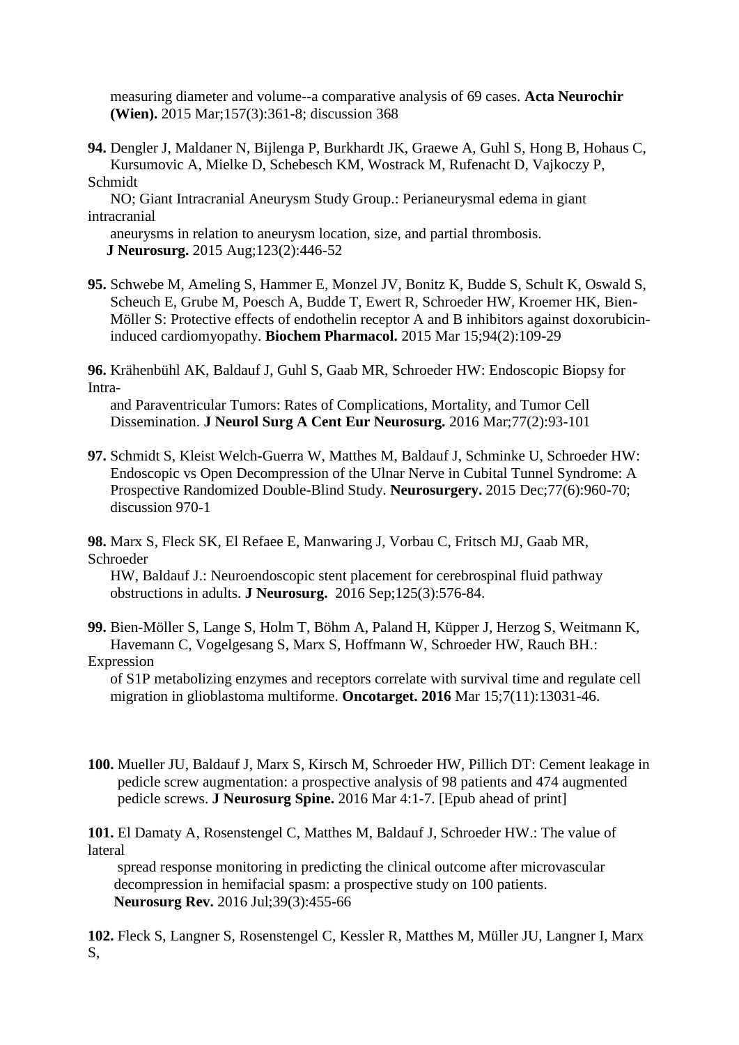measuring diameter and volume--a comparative analysis of 69 cases. **Acta Neurochir (Wien).** 2015 Mar;157(3):361-8; discussion 368

**94.** Dengler J, Maldaner N, Bijlenga P, Burkhardt JK, Graewe A, Guhl S, Hong B, Hohaus C, Kursumovic A, Mielke D, Schebesch KM, Wostrack M, Rufenacht D, Vajkoczy P, Schmidt NO; Giant Intracranial Aneurysm Study Group.: Perianeurysmal edema in giant intracranial aneurysms in relation to aneurysm location, size, and partial thrombosis. **J Neurosurg.** 2015 Aug;123(2):446-52

**95.** Schwebe M, Ameling S, Hammer E, Monzel JV, Bonitz K, Budde S, Schult K, Oswald S, Scheuch E, Grube M, Poesch A, Budde T, Ewert R, Schroeder HW, Kroemer HK, Bien-Möller S: Protective effects of endothelin receptor A and B inhibitors against doxorubicin-induced cardiomyopathy. **Biochem Pharmacol.** 2015 Mar 15;94(2):109-29

**96.** Krähenbühl AK, Baldauf J, Guhl S, Gaab MR, Schroeder HW: Endoscopic Biopsy for Intra- and Paraventricular Tumors: Rates of Complications, Mortality, and Tumor Cell Dissemination. **J Neurol Surg A Cent Eur Neurosurg.** 2016 Mar;77(2):93-101

**97.** Schmidt S, Kleist Welch-Guerra W, Matthes M, Baldauf J, Schminke U, Schroeder HW: Endoscopic vs Open Decompression of the Ulnar Nerve in Cubital Tunnel Syndrome: A Prospective Randomized Double-Blind Study. **Neurosurgery.** 2015 Dec;77(6):960-70; discussion 970-1

**98.** Marx S, Fleck SK, El Refaee E, Manwaring J, Vorbau C, Fritsch MJ, Gaab MR, Schroeder HW, Baldauf J.: Neuroendoscopic stent placement for cerebrospinal fluid pathway obstructions in adults. **J Neurosurg.** 2016 Sep;125(3):576-84.

**99.** Bien-Möller S, Lange S, Holm T, Böhm A, Paland H, Küpper J, Herzog S, Weitmann K, Havemann C, Vogelgesang S, Marx S, Hoffmann W, Schroeder HW, Rauch BH.: Expression of S1P metabolizing enzymes and receptors correlate with survival time and regulate cell migration in glioblastoma multiforme. **Oncotarget. 2016** Mar 15;7(11):13031-46.

**100.** Mueller JU, Baldauf J, Marx S, Kirsch M, Schroeder HW, Pillich DT: Cement leakage in pedicle screw augmentation: a prospective analysis of 98 patients and 474 augmented pedicle screws. **J Neurosurg Spine.** 2016 Mar 4:1-7. [Epub ahead of print]

**101.** El Damaty A, Rosenstengel C, Matthes M, Baldauf J, Schroeder HW.: The value of lateral spread response monitoring in predicting the clinical outcome after microvascular decompression in hemifacial spasm: a prospective study on 100 patients. **Neurosurg Rev.** 2016 Jul;39(3):455-66

**102.** Fleck S, Langner S, Rosenstengel C, Kessler R, Matthes M, Müller JU, Langner I, Marx S,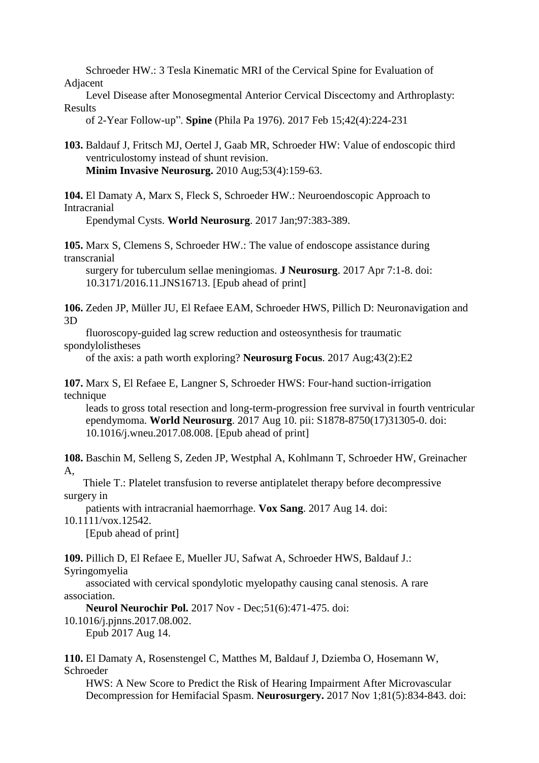Schroeder HW.: 3 Tesla Kinematic MRI of the Cervical Spine for Evaluation of Adjacent Level Disease after Monosegmental Anterior Cervical Discectomy and Arthroplasty: Results of 2-Year Follow-up". **Spine** (Phila Pa 1976). 2017 Feb 15;42(4):224-231

**103.** Baldauf J, Fritsch MJ, Oertel J, Gaab MR, Schroeder HW: Value of endoscopic third ventriculostomy instead of shunt revision. **Minim Invasive Neurosurg.** 2010 Aug;53(4):159-63.

**104.** El Damaty A, Marx S, Fleck S, Schroeder HW.: Neuroendoscopic Approach to Intracranial Ependymal Cysts. **World Neurosurg**. 2017 Jan;97:383-389.

**105.** Marx S, Clemens S, Schroeder HW.: The value of endoscope assistance during transcranial surgery for tuberculum sellae meningiomas. **J Neurosurg**. 2017 Apr 7:1-8. doi: 10.3171/2016.11.JNS16713. [Epub ahead of print]

**106.** Zeden JP, Müller JU, El Refaee EAM, Schroeder HWS, Pillich D: Neuronavigation and 3D fluoroscopy-guided lag screw reduction and osteosynthesis for traumatic spondylolistheses of the axis: a path worth exploring? **Neurosurg Focus**. 2017 Aug;43(2):E2

**107.** Marx S, El Refaee E, Langner S, Schroeder HWS: Four-hand suction-irrigation technique leads to gross total resection and long-term-progression free survival in fourth ventricular ependymoma. **World Neurosurg**. 2017 Aug 10. pii: S1878-8750(17)31305-0. doi: 10.1016/j.wneu.2017.08.008. [Epub ahead of print]

**108.** Baschin M, Selleng S, Zeden JP, Westphal A, Kohlmann T, Schroeder HW, Greinacher A, Thiele T.: Platelet transfusion to reverse antiplatelet therapy before decompressive surgery in patients with intracranial haemorrhage. **Vox Sang**. 2017 Aug 14. doi: 10.1111/vox.12542. [Epub ahead of print]

**109.** Pillich D, El Refaee E, Mueller JU, Safwat A, Schroeder HWS, Baldauf J.: Syringomyelia associated with cervical spondylotic myelopathy causing canal stenosis. A rare association. **Neurol Neurochir Pol.** 2017 Nov - Dec;51(6):471-475. doi: 10.1016/j.pjnns.2017.08.002. Epub 2017 Aug 14.

**110.** El Damaty A, Rosenstengel C, Matthes M, Baldauf J, Dziemba O, Hosemann W, Schroeder HWS: A New Score to Predict the Risk of Hearing Impairment After Microvascular Decompression for Hemifacial Spasm. **Neurosurgery.** 2017 Nov 1;81(5):834-843. doi: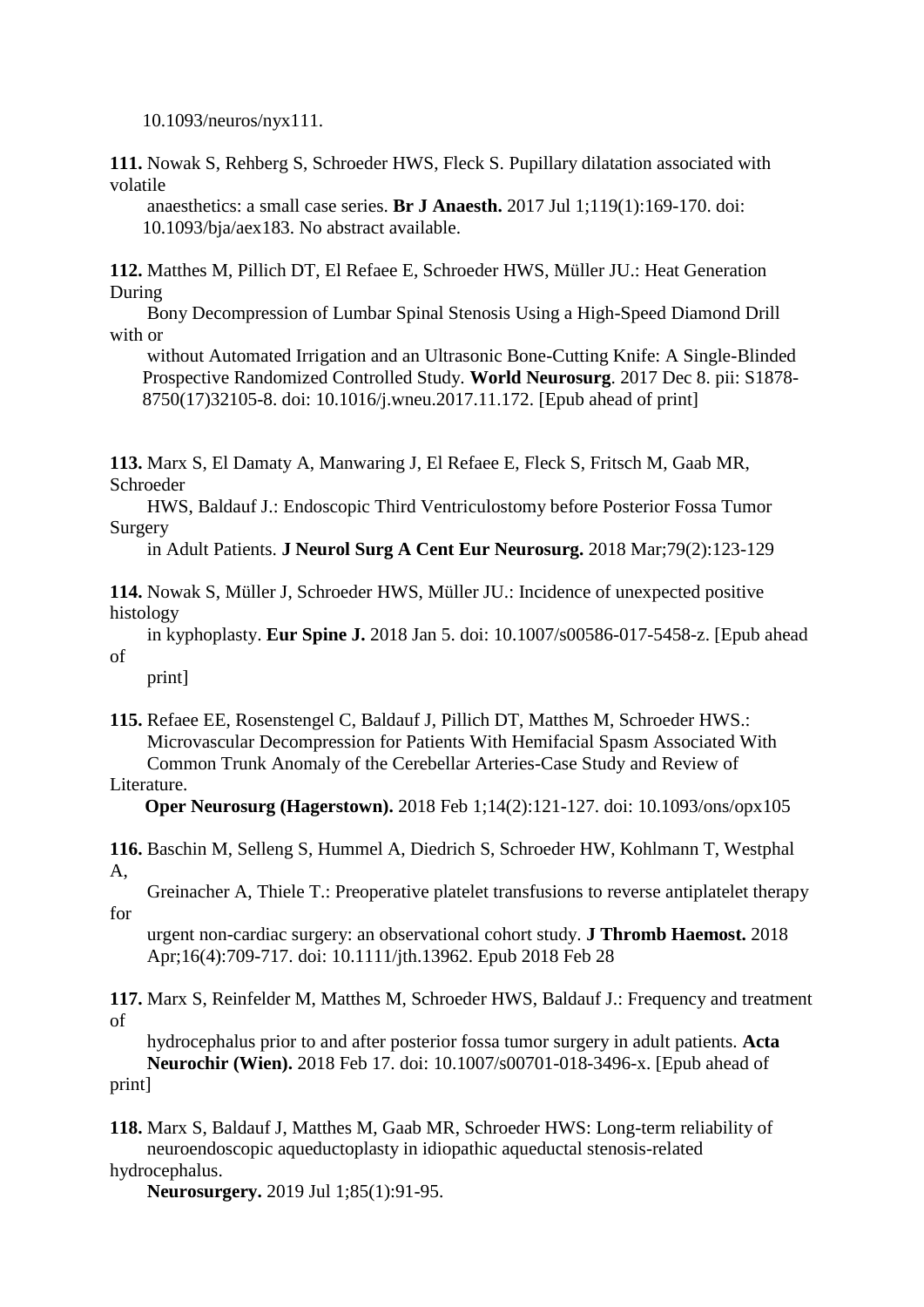10.1093/neuros/nyx111.

**111.** Nowak S, Rehberg S, Schroeder HWS, Fleck S. Pupillary dilatation associated with volatile anaesthetics: a small case series. **Br J Anaesth.** 2017 Jul 1;119(1):169-170. doi: 10.1093/bja/aex183. No abstract available.

**112.** Matthes M, Pillich DT, El Refaee E, Schroeder HWS, Müller JU.: Heat Generation During Bony Decompression of Lumbar Spinal Stenosis Using a High-Speed Diamond Drill with or without Automated Irrigation and an Ultrasonic Bone-Cutting Knife: A Single-Blinded Prospective Randomized Controlled Study. **World Neurosurg**. 2017 Dec 8. pii: S1878-8750(17)32105-8. doi: 10.1016/j.wneu.2017.11.172. [Epub ahead of print]

**113.** Marx S, El Damaty A, Manwaring J, El Refaee E, Fleck S, Fritsch M, Gaab MR, Schroeder HWS, Baldauf J.: Endoscopic Third Ventriculostomy before Posterior Fossa Tumor Surgery in Adult Patients. **J Neurol Surg A Cent Eur Neurosurg.** 2018 Mar;79(2):123-129

**114.** Nowak S, Müller J, Schroeder HWS, Müller JU.: Incidence of unexpected positive histology in kyphoplasty. **Eur Spine J.** 2018 Jan 5. doi: 10.1007/s00586-017-5458-z. [Epub ahead of print]

**115.** Refaee EE, Rosenstengel C, Baldauf J, Pillich DT, Matthes M, Schroeder HWS.: Microvascular Decompression for Patients With Hemifacial Spasm Associated With Common Trunk Anomaly of the Cerebellar Arteries-Case Study and Review of Literature. **Oper Neurosurg (Hagerstown).** 2018 Feb 1;14(2):121-127. doi: 10.1093/ons/opx105

**116.** Baschin M, Selleng S, Hummel A, Diedrich S, Schroeder HW, Kohlmann T, Westphal A, Greinacher A, Thiele T.: Preoperative platelet transfusions to reverse antiplatelet therapy for urgent non-cardiac surgery: an observational cohort study. **J Thromb Haemost.** 2018 Apr;16(4):709-717. doi: 10.1111/jth.13962. Epub 2018 Feb 28

**117.** Marx S, Reinfelder M, Matthes M, Schroeder HWS, Baldauf J.: Frequency and treatment of hydrocephalus prior to and after posterior fossa tumor surgery in adult patients. **Acta Neurochir (Wien).** 2018 Feb 17. doi: 10.1007/s00701-018-3496-x. [Epub ahead of print]

**118.** Marx S, Baldauf J, Matthes M, Gaab MR, Schroeder HWS: Long-term reliability of neuroendoscopic aqueductoplasty in idiopathic aqueductal stenosis-related hydrocephalus. **Neurosurgery.** 2019 Jul 1;85(1):91-95.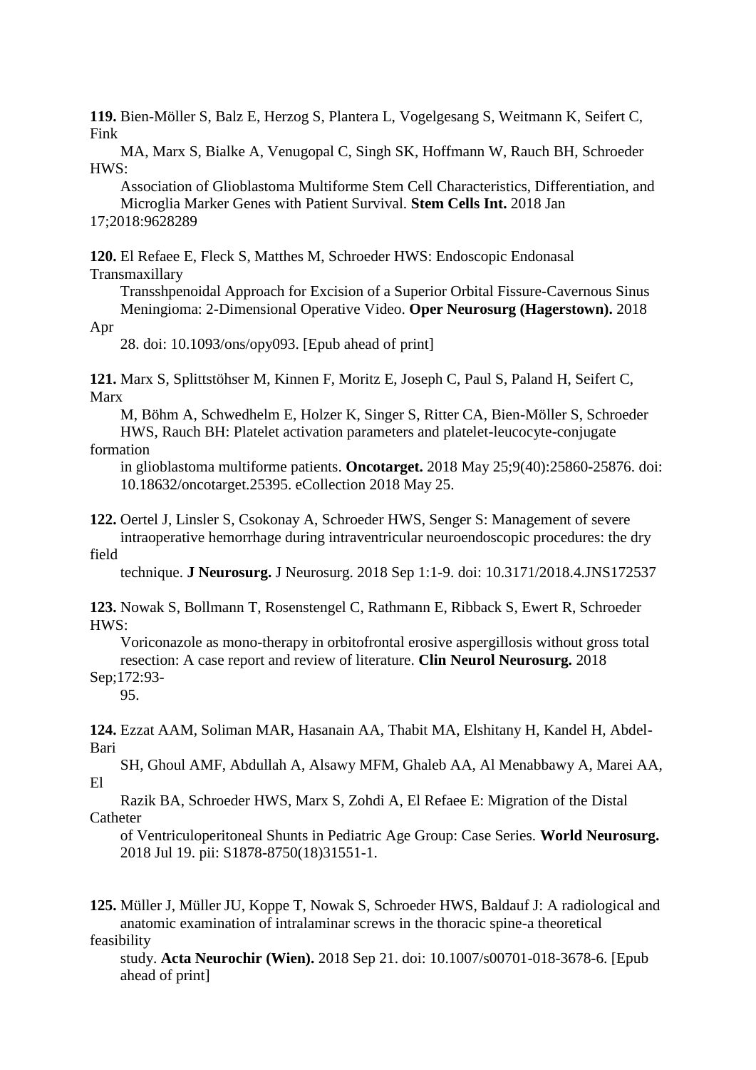**119.** Bien-Möller S, Balz E, Herzog S, Plantera L, Vogelgesang S, Weitmann K, Seifert C, Fink MA, Marx S, Bialke A, Venugopal C, Singh SK, Hoffmann W, Rauch BH, Schroeder HWS: Association of Glioblastoma Multiforme Stem Cell Characteristics, Differentiation, and Microglia Marker Genes with Patient Survival. **Stem Cells Int.** 2018 Jan 17;2018:9628289

**120.** El Refaee E, Fleck S, Matthes M, Schroeder HWS: Endoscopic Endonasal Transmaxillary Transshpenoidal Approach for Excision of a Superior Orbital Fissure-Cavernous Sinus Meningioma: 2-Dimensional Operative Video. **Oper Neurosurg (Hagerstown).** 2018 Apr 28. doi: 10.1093/ons/opy093. [Epub ahead of print]

**121.** Marx S, Splittstöhser M, Kinnen F, Moritz E, Joseph C, Paul S, Paland H, Seifert C, Marx M, Böhm A, Schwedhelm E, Holzer K, Singer S, Ritter CA, Bien-Möller S, Schroeder HWS, Rauch BH: Platelet activation parameters and platelet-leucocyte-conjugate formation in glioblastoma multiforme patients. **Oncotarget.** 2018 May 25;9(40):25860-25876. doi: 10.18632/oncotarget.25395. eCollection 2018 May 25.

**122.** Oertel J, Linsler S, Csokonay A, Schroeder HWS, Senger S: Management of severe intraoperative hemorrhage during intraventricular neuroendoscopic procedures: the dry field technique. **J Neurosurg.** J Neurosurg. 2018 Sep 1:1-9. doi: 10.3171/2018.4.JNS172537

**123.** Nowak S, Bollmann T, Rosenstengel C, Rathmann E, Ribback S, Ewert R, Schroeder HWS: Voriconazole as mono-therapy in orbitofrontal erosive aspergillosis without gross total resection: A case report and review of literature. **Clin Neurol Neurosurg.** 2018 Sep;172:93-95.

**124.** Ezzat AAM, Soliman MAR, Hasanain AA, Thabit MA, Elshitany H, Kandel H, Abdel-Bari SH, Ghoul AMF, Abdullah A, Alsawy MFM, Ghaleb AA, Al Menabbawy A, Marei AA, El Razik BA, Schroeder HWS, Marx S, Zohdi A, El Refaee E: Migration of the Distal Catheter of Ventriculoperitoneal Shunts in Pediatric Age Group: Case Series. **World Neurosurg.** 2018 Jul 19. pii: S1878-8750(18)31551-1.

**125.** Müller J, Müller JU, Koppe T, Nowak S, Schroeder HWS, Baldauf J: A radiological and anatomic examination of intralaminar screws in the thoracic spine-a theoretical feasibility study. **Acta Neurochir (Wien).** 2018 Sep 21. doi: 10.1007/s00701-018-3678-6. [Epub ahead of print]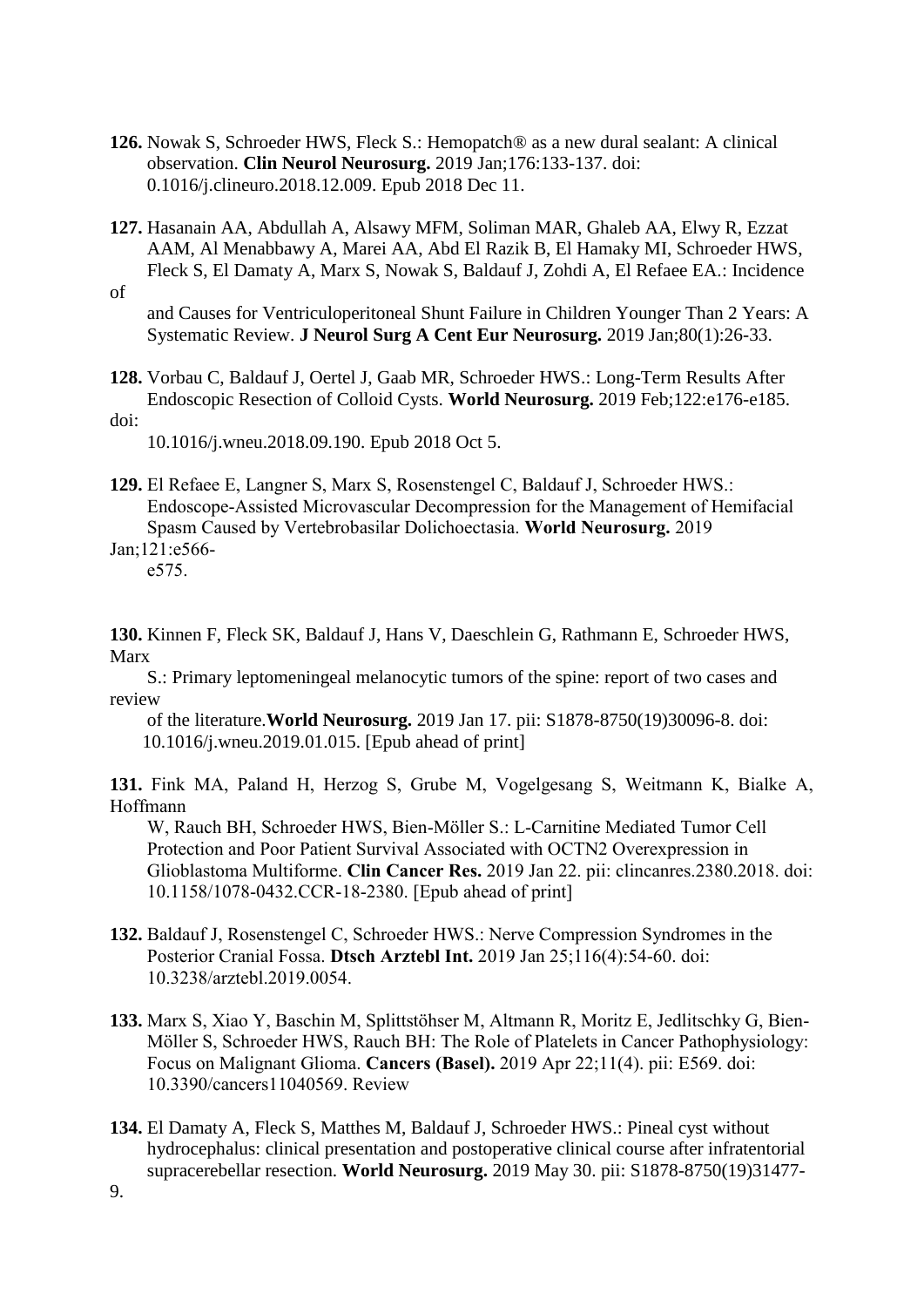**126.** Nowak S, Schroeder HWS, Fleck S.: Hemopatch® as a new dural sealant: A clinical observation. **Clin Neurol Neurosurg.** 2019 Jan;176:133-137. doi: 0.1016/j.clineuro.2018.12.009. Epub 2018 Dec 11.

**127.** Hasanain AA, Abdullah A, Alsawy MFM, Soliman MAR, Ghaleb AA, Elwy R, Ezzat AAM, Al Menabbawy A, Marei AA, Abd El Razik B, El Hamaky MI, Schroeder HWS, Fleck S, El Damaty A, Marx S, Nowak S, Baldauf J, Zohdi A, El Refaee EA.: Incidence of and Causes for Ventriculoperitoneal Shunt Failure in Children Younger Than 2 Years: A Systematic Review. **J Neurol Surg A Cent Eur Neurosurg.** 2019 Jan;80(1):26-33.

**128.** Vorbau C, Baldauf J, Oertel J, Gaab MR, Schroeder HWS.: Long-Term Results After Endoscopic Resection of Colloid Cysts. **World Neurosurg.** 2019 Feb;122:e176-e185. doi: 10.1016/j.wneu.2018.09.190. Epub 2018 Oct 5.

**129.** El Refaee E, Langner S, Marx S, Rosenstengel C, Baldauf J, Schroeder HWS.: Endoscope-Assisted Microvascular Decompression for the Management of Hemifacial Spasm Caused by Vertebrobasilar Dolichoectasia. **World Neurosurg.** 2019 Jan;121:e566-e575.

**130.** Kinnen F, Fleck SK, Baldauf J, Hans V, Daeschlein G, Rathmann E, Schroeder HWS, Marx S.: Primary leptomeningeal melanocytic tumors of the spine: report of two cases and review of the literature.**World Neurosurg.** 2019 Jan 17. pii: S1878-8750(19)30096-8. doi: 10.1016/j.wneu.2019.01.015. [Epub ahead of print]

**131.** Fink MA, Paland H, Herzog S, Grube M, Vogelgesang S, Weitmann K, Bialke A, Hoffmann W, Rauch BH, Schroeder HWS, Bien-Möller S.: L-Carnitine Mediated Tumor Cell Protection and Poor Patient Survival Associated with OCTN2 Overexpression in Glioblastoma Multiforme. **Clin Cancer Res.** 2019 Jan 22. pii: clincanres.2380.2018. doi: 10.1158/1078-0432.CCR-18-2380. [Epub ahead of print]

**132.** Baldauf J, Rosenstengel C, Schroeder HWS.: Nerve Compression Syndromes in the Posterior Cranial Fossa. **Dtsch Arztebl Int.** 2019 Jan 25;116(4):54-60. doi: 10.3238/arztebl.2019.0054.

**133.** Marx S, Xiao Y, Baschin M, Splittstöhser M, Altmann R, Moritz E, Jedlitschky G, Bien-Möller S, Schroeder HWS, Rauch BH: The Role of Platelets in Cancer Pathophysiology: Focus on Malignant Glioma. **Cancers (Basel).** 2019 Apr 22;11(4). pii: E569. doi: 10.3390/cancers11040569. Review

**134.** El Damaty A, Fleck S, Matthes M, Baldauf J, Schroeder HWS.: Pineal cyst without hydrocephalus: clinical presentation and postoperative clinical course after infratentorial supracerebellar resection. **World Neurosurg.** 2019 May 30. pii: S1878-8750(19)31477-9.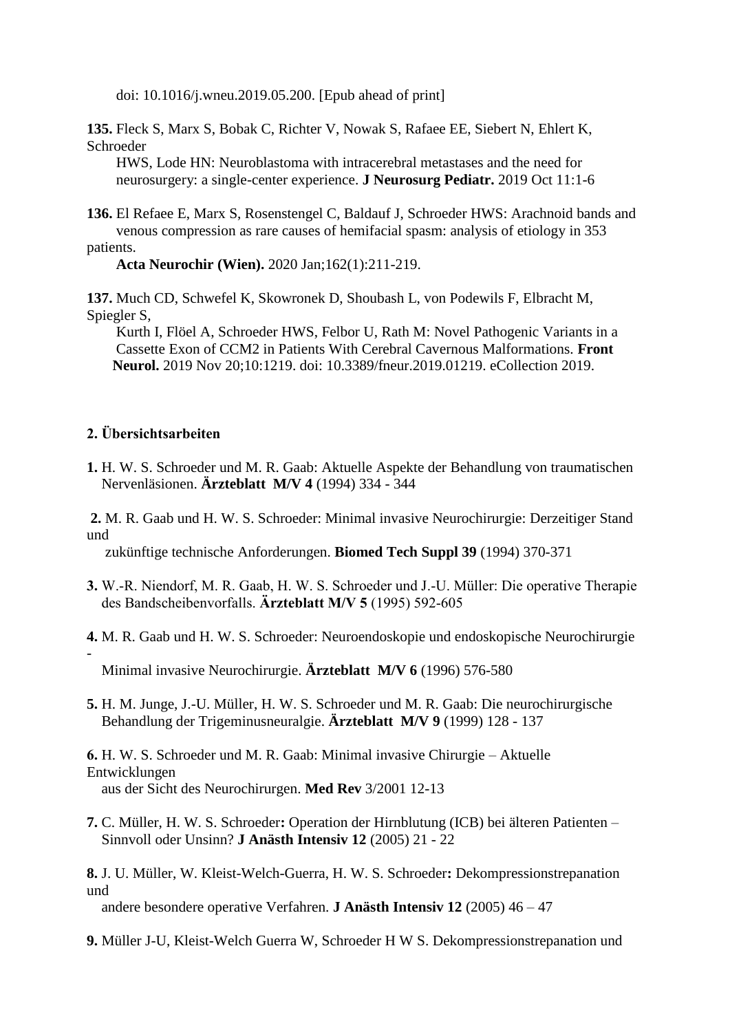doi: 10.1016/j.wneu.2019.05.200. [Epub ahead of print]

**135.** Fleck S, Marx S, Bobak C, Richter V, Nowak S, Rafaee EE, Siebert N, Ehlert K, Schroeder HWS, Lode HN: Neuroblastoma with intracerebral metastases and the need for neurosurgery: a single-center experience. **J Neurosurg Pediatr.** 2019 Oct 11:1-6

**136.** El Refaee E, Marx S, Rosenstengel C, Baldauf J, Schroeder HWS: Arachnoid bands and venous compression as rare causes of hemifacial spasm: analysis of etiology in 353 patients. **Acta Neurochir (Wien).** 2020 Jan;162(1):211-219.

**137.** Much CD, Schwefel K, Skowronek D, Shoubash L, von Podewils F, Elbracht M, Spiegler S, Kurth I, Flöel A, Schroeder HWS, Felbor U, Rath M: Novel Pathogenic Variants in a Cassette Exon of CCM2 in Patients With Cerebral Cavernous Malformations. **Front Neurol.** 2019 Nov 20;10:1219. doi: 10.3389/fneur.2019.01219. eCollection 2019.

## 2. Übersichtsarbeiten

**1.** H. W. S. Schroeder und M. R. Gaab: Aktuelle Aspekte der Behandlung von traumatischen Nervenläsionen. **Ärzteblatt M/V 4** (1994) 334 - 344

**2.** M. R. Gaab und H. W. S. Schroeder: Minimal invasive Neurochirurgie: Derzeitiger Stand und zukünftige technische Anforderungen. **Biomed Tech Suppl 39** (1994) 370-371

**3.** W.-R. Niendorf, M. R. Gaab, H. W. S. Schroeder und J.-U. Müller: Die operative Therapie des Bandscheibenvorfalls. **Ärzteblatt M/V 5** (1995) 592-605

**4.** M. R. Gaab und H. W. S. Schroeder: Neuroendoskopie und endoskopische Neurochirurgie - Minimal invasive Neurochirurgie. **Ärzteblatt M/V 6** (1996) 576-580

**5.** H. M. Junge, J.-U. Müller, H. W. S. Schroeder und M. R. Gaab: Die neurochirurgische Behandlung der Trigeminusneuralgie. **Ärzteblatt M/V 9** (1999) 128 - 137

**6.** H. W. S. Schroeder und M. R. Gaab: Minimal invasive Chirurgie – Aktuelle Entwicklungen aus der Sicht des Neurochirurgen. **Med Rev** 3/2001 12-13

**7.** C. Müller, H. W. S. Schroeder**:** Operation der Hirnblutung (ICB) bei älteren Patienten – Sinnvoll oder Unsinn? **J Anästh Intensiv 12** (2005) 21 - 22

**8.** J. U. Müller, W. Kleist-Welch-Guerra, H. W. S. Schroeder**:** Dekompressionstrepanation und andere besondere operative Verfahren. **J Anästh Intensiv 12** (2005) 46 – 47

**9.** Müller J-U, Kleist-Welch Guerra W, Schroeder H W S. Dekompressionstrepanation und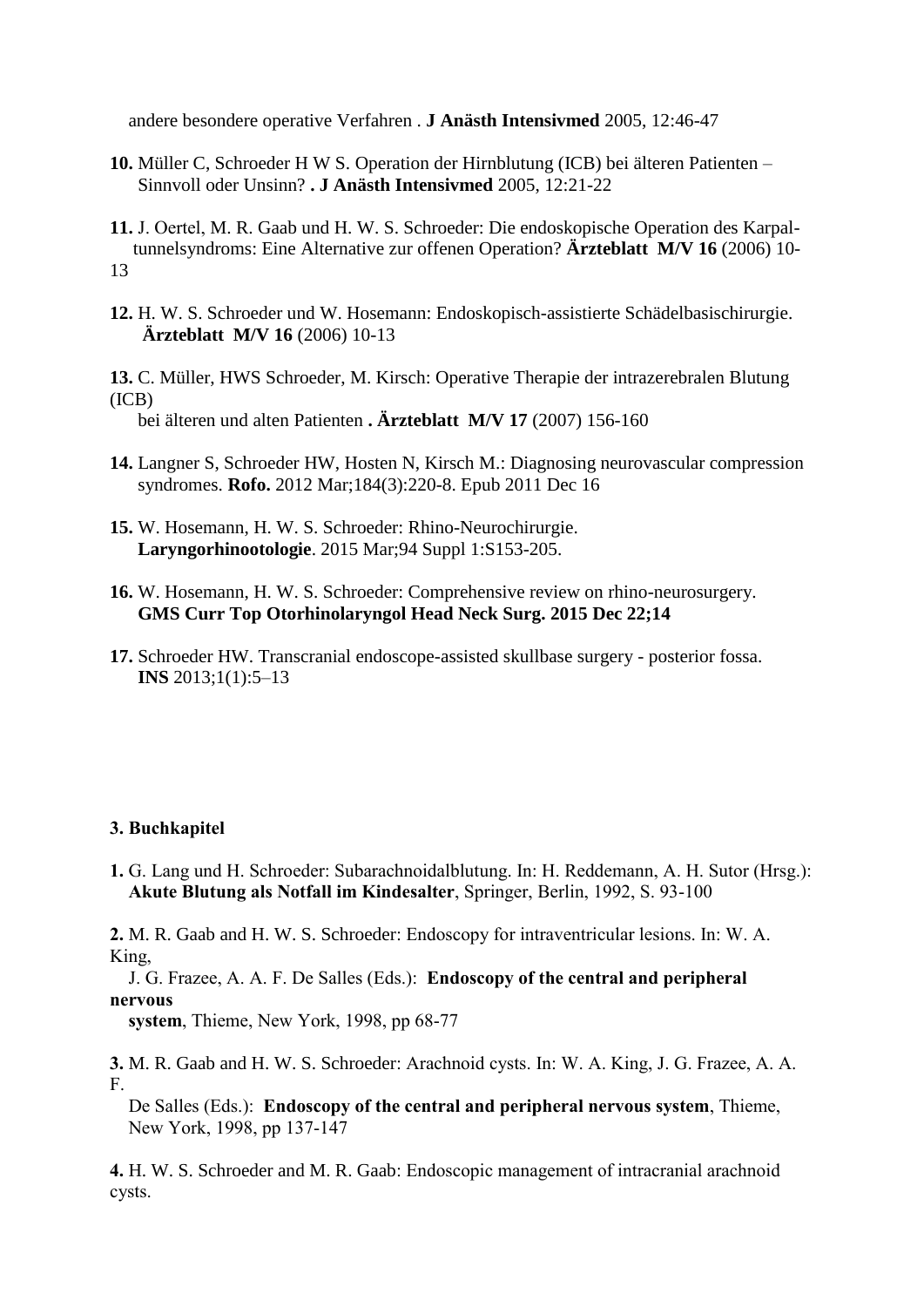andere besondere operative Verfahren . **J Anästh Intensivmed** 2005, 12:46-47

**10.** Müller C, Schroeder H W S. Operation der Hirnblutung (ICB) bei älteren Patienten – Sinnvoll oder Unsinn? **. J Anästh Intensivmed** 2005, 12:21-22

**11.** J. Oertel, M. R. Gaab und H. W. S. Schroeder: Die endoskopische Operation des Karpal-tunnelsyndroms: Eine Alternative zur offenen Operation? **Ärzteblatt M/V 16** (2006) 10-13

**12.** H. W. S. Schroeder und W. Hosemann: Endoskopisch-assistierte Schädelbasischirurgie. **Ärzteblatt M/V 16** (2006) 10-13

**13.** C. Müller, HWS Schroeder, M. Kirsch: Operative Therapie der intrazerebralen Blutung (ICB) bei älteren und alten Patienten **. Ärzteblatt M/V 17** (2007) 156-160

**14.** Langner S, Schroeder HW, Hosten N, Kirsch M.: Diagnosing neurovascular compression syndromes. **Rofo.** 2012 Mar;184(3):220-8. Epub 2011 Dec 16

**15.** W. Hosemann, H. W. S. Schroeder: Rhino-Neurochirurgie. **Laryngorhinootologie**. 2015 Mar;94 Suppl 1:S153-205.

**16.** W. Hosemann, H. W. S. Schroeder: Comprehensive review on rhino-neurosurgery. **GMS Curr Top Otorhinolaryngol Head Neck Surg. 2015 Dec 22;14**

**17.** Schroeder HW. Transcranial endoscope-assisted skullbase surgery - posterior fossa. **INS** 2013;1(1):5–13

### 3. Buchkapitel

**1.** G. Lang und H. Schroeder: Subarachnoidalblutung. In: H. Reddemann, A. H. Sutor (Hrsg.): **Akute Blutung als Notfall im Kindesalter**, Springer, Berlin, 1992, S. 93-100

**2.** M. R. Gaab and H. W. S. Schroeder: Endoscopy for intraventricular lesions. In: W. A. King, J. G. Frazee, A. A. F. De Salles (Eds.): **Endoscopy of the central and peripheral nervous system**, Thieme, New York, 1998, pp 68-77

**3.** M. R. Gaab and H. W. S. Schroeder: Arachnoid cysts. In: W. A. King, J. G. Frazee, A. A. F. De Salles (Eds.): **Endoscopy of the central and peripheral nervous system**, Thieme, New York, 1998, pp 137-147

**4.** H. W. S. Schroeder and M. R. Gaab: Endoscopic management of intracranial arachnoid cysts.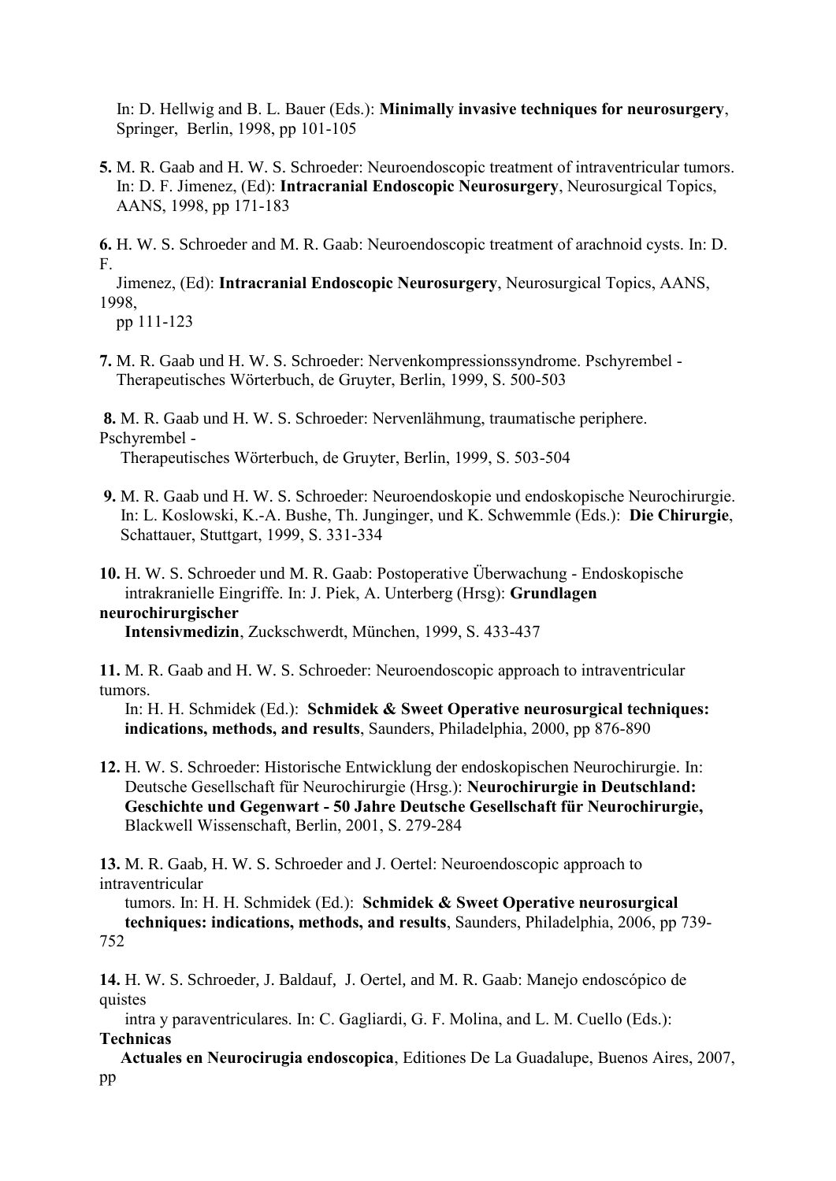In: D. Hellwig and B. L. Bauer (Eds.): **Minimally invasive techniques for neurosurgery**, Springer, Berlin, 1998, pp 101-105

**5.** M. R. Gaab and H. W. S. Schroeder: Neuroendoscopic treatment of intraventricular tumors. In: D. F. Jimenez, (Ed): **Intracranial Endoscopic Neurosurgery**, Neurosurgical Topics, AANS, 1998, pp 171-183

**6.** H. W. S. Schroeder and M. R. Gaab: Neuroendoscopic treatment of arachnoid cysts. In: D. F. Jimenez, (Ed): **Intracranial Endoscopic Neurosurgery**, Neurosurgical Topics, AANS, 1998, pp 111-123

**7.** M. R. Gaab und H. W. S. Schroeder: Nervenkompressionssyndrome. Pschyrembel - Therapeutisches Wörterbuch, de Gruyter, Berlin, 1999, S. 500-503

**8.** M. R. Gaab und H. W. S. Schroeder: Nervenlähmung, traumatische periphere. Pschyrembel - Therapeutisches Wörterbuch, de Gruyter, Berlin, 1999, S. 503-504

**9.** M. R. Gaab und H. W. S. Schroeder: Neuroendoskopie und endoskopische Neurochirurgie. In: L. Koslowski, K.-A. Bushe, Th. Junginger, und K. Schwemmle (Eds.): **Die Chirurgie**, Schattauer, Stuttgart, 1999, S. 331-334

**10.** H. W. S. Schroeder und M. R. Gaab: Postoperative Überwachung - Endoskopische intrakranielle Eingriffe. In: J. Piek, A. Unterberg (Hrsg): **Grundlagen neurochirurgischer Intensivmedizin**, Zuckschwerdt, München, 1999, S. 433-437

**11.** M. R. Gaab and H. W. S. Schroeder: Neuroendoscopic approach to intraventricular tumors. In: H. H. Schmidek (Ed.): **Schmidek & Sweet Operative neurosurgical techniques: indications, methods, and results**, Saunders, Philadelphia, 2000, pp 876-890

**12.** H. W. S. Schroeder: Historische Entwicklung der endoskopischen Neurochirurgie. In: Deutsche Gesellschaft für Neurochirurgie (Hrsg.): **Neurochirurgie in Deutschland: Geschichte und Gegenwart - 50 Jahre Deutsche Gesellschaft für Neurochirurgie,** Blackwell Wissenschaft, Berlin, 2001, S. 279-284

**13.** M. R. Gaab, H. W. S. Schroeder and J. Oertel: Neuroendoscopic approach to intraventricular tumors. In: H. H. Schmidek (Ed.): **Schmidek & Sweet Operative neurosurgical techniques: indications, methods, and results**, Saunders, Philadelphia, 2006, pp 739-752

**14.** H. W. S. Schroeder, J. Baldauf, J. Oertel, and M. R. Gaab: Manejo endoscópico de quistes intra y paraventriculares. In: C. Gagliardi, G. F. Molina, and L. M. Cuello (Eds.): **Technicas Actuales en Neurocirugia endoscopica**, Editiones De La Guadalupe, Buenos Aires, 2007, pp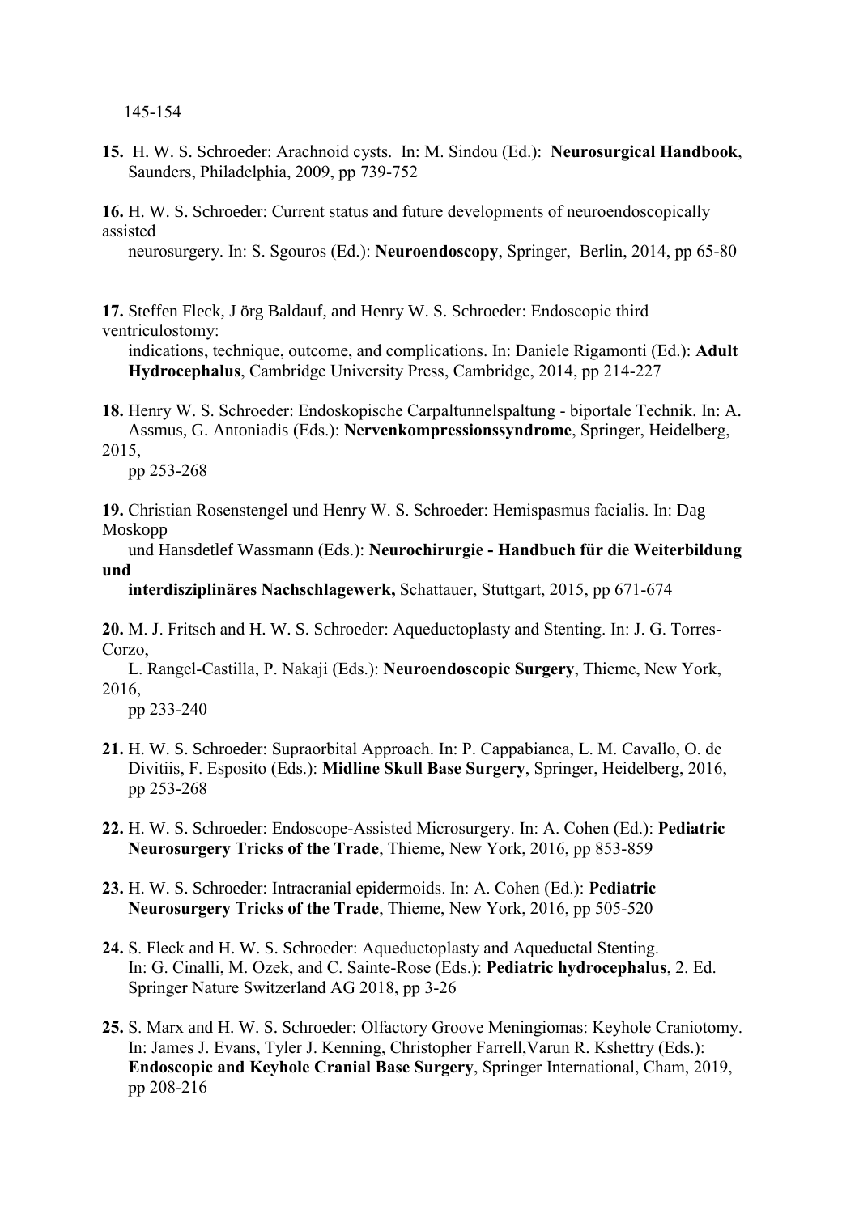145-154

**15.** H. W. S. Schroeder: Arachnoid cysts. In: M. Sindou (Ed.): **Neurosurgical Handbook**, Saunders, Philadelphia, 2009, pp 739-752

**16.** H. W. S. Schroeder: Current status and future developments of neuroendoscopically assisted neurosurgery. In: S. Sgouros (Ed.): **Neuroendoscopy**, Springer, Berlin, 2014, pp 65-80

**17.** Steffen Fleck, J örg Baldauf, and Henry W. S. Schroeder: Endoscopic third ventriculostomy: indications, technique, outcome, and complications. In: Daniele Rigamonti (Ed.): **Adult Hydrocephalus**, Cambridge University Press, Cambridge, 2014, pp 214-227

**18.** Henry W. S. Schroeder: Endoskopische Carpaltunnelspaltung - biportale Technik. In: A. Assmus, G. Antoniadis (Eds.): **Nervenkompressionssyndrome**, Springer, Heidelberg, 2015, pp 253-268

**19.** Christian Rosenstengel und Henry W. S. Schroeder: Hemispasmus facialis. In: Dag Moskopp und Hansdetlef Wassmann (Eds.): **Neurochirurgie - Handbuch für die Weiterbildung und interdisziplinäres Nachschlagewerk,** Schattauer, Stuttgart, 2015, pp 671-674

**20.** M. J. Fritsch and H. W. S. Schroeder: Aqueductoplasty and Stenting. In: J. G. Torres-Corzo, L. Rangel-Castilla, P. Nakaji (Eds.): **Neuroendoscopic Surgery**, Thieme, New York, 2016, pp 233-240

**21.** H. W. S. Schroeder: Supraorbital Approach. In: P. Cappabianca, L. M. Cavallo, O. de Divitiis, F. Esposito (Eds.): **Midline Skull Base Surgery**, Springer, Heidelberg, 2016, pp 253-268

**22.** H. W. S. Schroeder: Endoscope-Assisted Microsurgery. In: A. Cohen (Ed.): **Pediatric Neurosurgery Tricks of the Trade**, Thieme, New York, 2016, pp 853-859

**23.** H. W. S. Schroeder: Intracranial epidermoids. In: A. Cohen (Ed.): **Pediatric Neurosurgery Tricks of the Trade**, Thieme, New York, 2016, pp 505-520

**24.** S. Fleck and H. W. S. Schroeder: Aqueductoplasty and Aqueductal Stenting. In: G. Cinalli, M. Ozek, and C. Sainte-Rose (Eds.): **Pediatric hydrocephalus**, 2. Ed. Springer Nature Switzerland AG 2018, pp 3-26

**25.** S. Marx and H. W. S. Schroeder: Olfactory Groove Meningiomas: Keyhole Craniotomy. In: James J. Evans, Tyler J. Kenning, Christopher Farrell,Varun R. Kshettry (Eds.): **Endoscopic and Keyhole Cranial Base Surgery**, Springer International, Cham, 2019, pp 208-216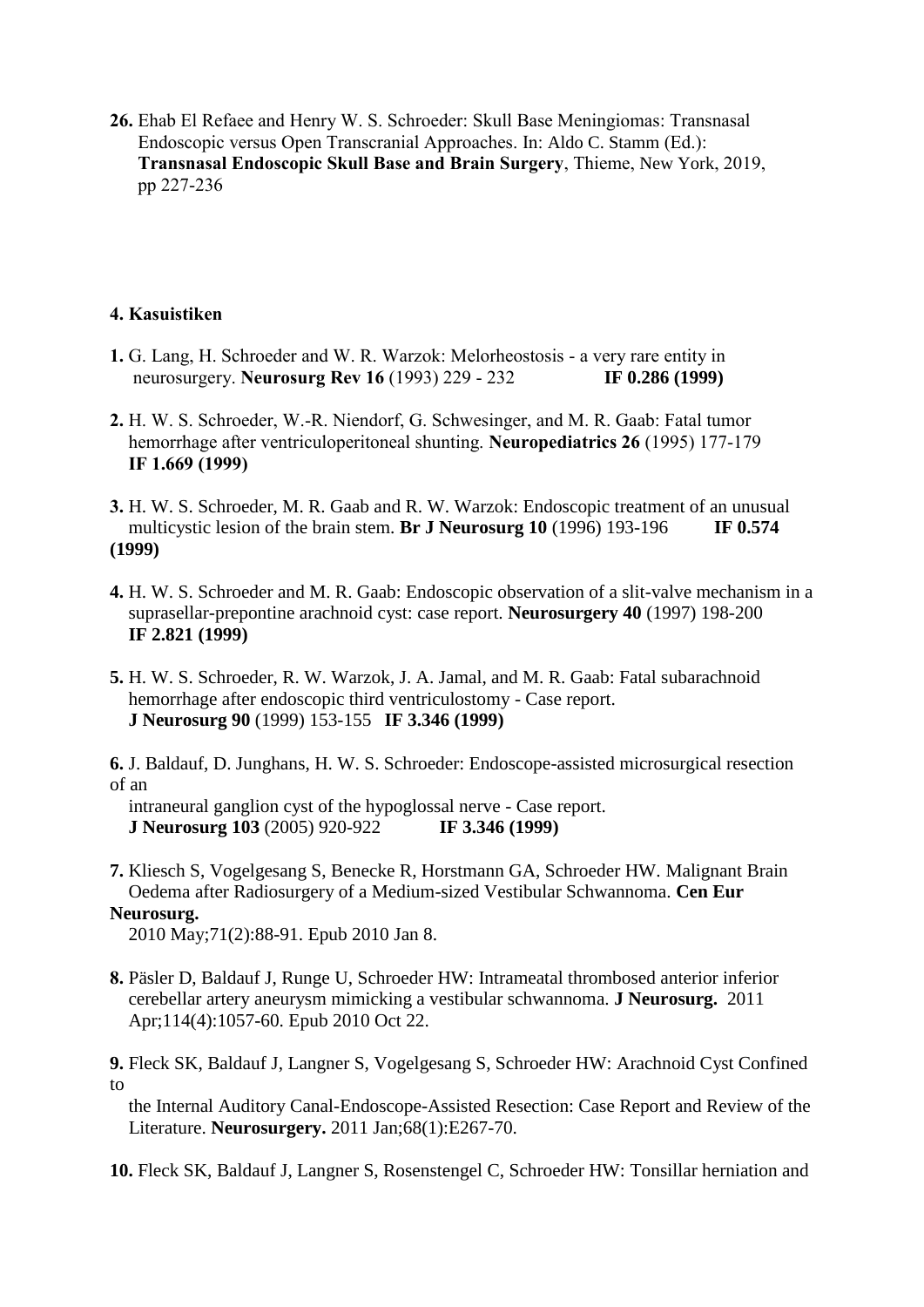**26.** Ehab El Refaee and Henry W. S. Schroeder: Skull Base Meningiomas: Transnasal Endoscopic versus Open Transcranial Approaches. In: Aldo C. Stamm (Ed.): **Transnasal Endoscopic Skull Base and Brain Surgery**, Thieme, New York, 2019, pp 227-236

#### 4. Kasuistiken

**1.** G. Lang, H. Schroeder and W. R. Warzok: Melorheostosis - a very rare entity in neurosurgery. **Neurosurg Rev 16** (1993) 229 - 232 **IF 0.286 (1999)**

**2.** H. W. S. Schroeder, W.-R. Niendorf, G. Schwesinger, and M. R. Gaab: Fatal tumor hemorrhage after ventriculoperitoneal shunting. **Neuropediatrics 26** (1995) 177-179 **IF 1.669 (1999)**

**3.** H. W. S. Schroeder, M. R. Gaab and R. W. Warzok: Endoscopic treatment of an unusual multicystic lesion of the brain stem. **Br J Neurosurg 10** (1996) 193-196 **IF 0.574 (1999)**

**4.** H. W. S. Schroeder and M. R. Gaab: Endoscopic observation of a slit-valve mechanism in a suprasellar-prepontine arachnoid cyst: case report. **Neurosurgery 40** (1997) 198-200 **IF 2.821 (1999)**

**5.** H. W. S. Schroeder, R. W. Warzok, J. A. Jamal, and M. R. Gaab: Fatal subarachnoid hemorrhage after endoscopic third ventriculostomy - Case report. **J Neurosurg 90** (1999) 153-155 **IF 3.346 (1999)**

**6.** J. Baldauf, D. Junghans, H. W. S. Schroeder: Endoscope-assisted microsurgical resection of an intraneural ganglion cyst of the hypoglossal nerve - Case report. **J Neurosurg 103** (2005) 920-922 **IF 3.346 (1999)**

**7.** Kliesch S, Vogelgesang S, Benecke R, Horstmann GA, Schroeder HW. Malignant Brain Oedema after Radiosurgery of a Medium-sized Vestibular Schwannoma. **Cen Eur Neurosurg.** 2010 May;71(2):88-91. Epub 2010 Jan 8.

**8.** Päsler D, Baldauf J, Runge U, Schroeder HW: Intrameatal thrombosed anterior inferior cerebellar artery aneurysm mimicking a vestibular schwannoma. **J Neurosurg.** 2011 Apr;114(4):1057-60. Epub 2010 Oct 22.

**9.** Fleck SK, Baldauf J, Langner S, Vogelgesang S, Schroeder HW: Arachnoid Cyst Confined to the Internal Auditory Canal-Endoscope-Assisted Resection: Case Report and Review of the Literature. **Neurosurgery.** 2011 Jan;68(1):E267-70.

**10.** Fleck SK, Baldauf J, Langner S, Rosenstengel C, Schroeder HW: Tonsillar herniation and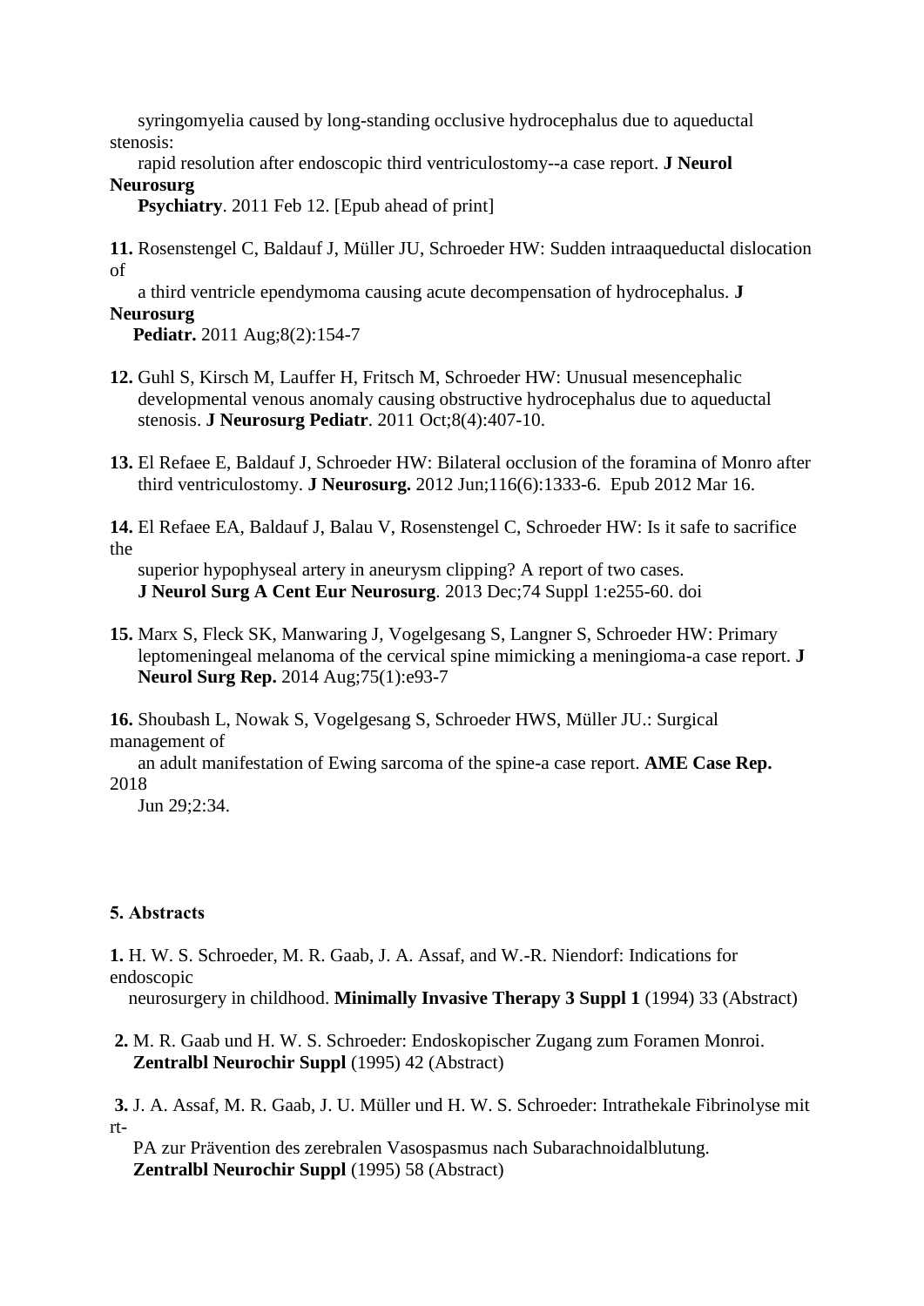syringomyelia caused by long-standing occlusive hydrocephalus due to aqueductal stenosis: rapid resolution after endoscopic third ventriculostomy--a case report. **J Neurol Neurosurg Psychiatry**. 2011 Feb 12. [Epub ahead of print]

**11.** Rosenstengel C, Baldauf J, Müller JU, Schroeder HW: Sudden intraaqueductal dislocation of a third ventricle ependymoma causing acute decompensation of hydrocephalus. **J Neurosurg Pediatr.** 2011 Aug;8(2):154-7

**12.** Guhl S, Kirsch M, Lauffer H, Fritsch M, Schroeder HW: Unusual mesencephalic developmental venous anomaly causing obstructive hydrocephalus due to aqueductal stenosis. **J Neurosurg Pediatr**. 2011 Oct;8(4):407-10.

**13.** El Refaee E, Baldauf J, Schroeder HW: Bilateral occlusion of the foramina of Monro after third ventriculostomy. **J Neurosurg.** 2012 Jun;116(6):1333-6. Epub 2012 Mar 16.

**14.** El Refaee EA, Baldauf J, Balau V, Rosenstengel C, Schroeder HW: Is it safe to sacrifice the superior hypophyseal artery in aneurysm clipping? A report of two cases. **J Neurol Surg A Cent Eur Neurosurg**. 2013 Dec;74 Suppl 1:e255-60. doi

**15.** Marx S, Fleck SK, Manwaring J, Vogelgesang S, Langner S, Schroeder HW: Primary leptomeningeal melanoma of the cervical spine mimicking a meningioma-a case report. **J Neurol Surg Rep.** 2014 Aug;75(1):e93-7

**16.** Shoubash L, Nowak S, Vogelgesang S, Schroeder HWS, Müller JU.: Surgical management of an adult manifestation of Ewing sarcoma of the spine-a case report. **AME Case Rep.** 2018 Jun 29;2:34.

## 5. Abstracts

**1.** H. W. S. Schroeder, M. R. Gaab, J. A. Assaf, and W.-R. Niendorf: Indications for endoscopic neurosurgery in childhood. **Minimally Invasive Therapy 3 Suppl 1** (1994) 33 (Abstract)

**2.** M. R. Gaab und H. W. S. Schroeder: Endoskopischer Zugang zum Foramen Monroi. **Zentralbl Neurochir Suppl** (1995) 42 (Abstract)

**3.** J. A. Assaf, M. R. Gaab, J. U. Müller und H. W. S. Schroeder: Intrathekale Fibrinolyse mit rt-PA zur Prävention des zerebralen Vasospasmus nach Subarachnoidalblutung. **Zentralbl Neurochir Suppl** (1995) 58 (Abstract)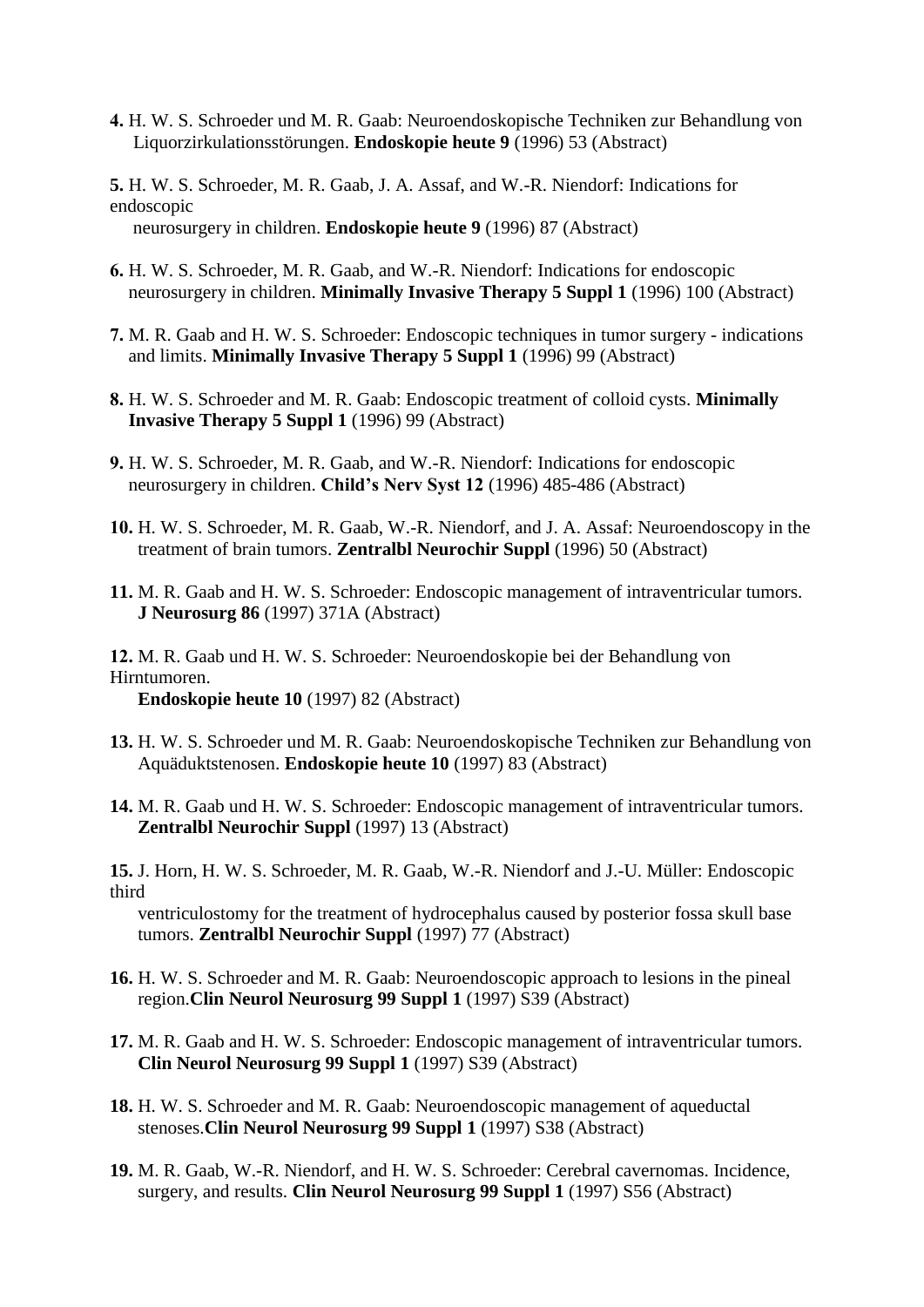**4.** H. W. S. Schroeder und M. R. Gaab: Neuroendoskopische Techniken zur Behandlung von Liquorzirkulationsstörungen. **Endoskopie heute 9** (1996) 53 (Abstract)

**5.** H. W. S. Schroeder, M. R. Gaab, J. A. Assaf, and W.-R. Niendorf: Indications for endoscopic neurosurgery in children. **Endoskopie heute 9** (1996) 87 (Abstract)

**6.** H. W. S. Schroeder, M. R. Gaab, and W.-R. Niendorf: Indications for endoscopic neurosurgery in children. **Minimally Invasive Therapy 5 Suppl 1** (1996) 100 (Abstract)

**7.** M. R. Gaab and H. W. S. Schroeder: Endoscopic techniques in tumor surgery - indications and limits. **Minimally Invasive Therapy 5 Suppl 1** (1996) 99 (Abstract)

**8.** H. W. S. Schroeder and M. R. Gaab: Endoscopic treatment of colloid cysts. **Minimally Invasive Therapy 5 Suppl 1** (1996) 99 (Abstract)

**9.** H. W. S. Schroeder, M. R. Gaab, and W.-R. Niendorf: Indications for endoscopic neurosurgery in children. **Child's Nerv Syst 12** (1996) 485-486 (Abstract)

**10.** H. W. S. Schroeder, M. R. Gaab, W.-R. Niendorf, and J. A. Assaf: Neuroendoscopy in the treatment of brain tumors. **Zentralbl Neurochir Suppl** (1996) 50 (Abstract)

**11.** M. R. Gaab and H. W. S. Schroeder: Endoscopic management of intraventricular tumors. **J Neurosurg 86** (1997) 371A (Abstract)

**12.** M. R. Gaab und H. W. S. Schroeder: Neuroendoskopie bei der Behandlung von Hirntumoren. **Endoskopie heute 10** (1997) 82 (Abstract)

**13.** H. W. S. Schroeder und M. R. Gaab: Neuroendoskopische Techniken zur Behandlung von Aquäduktstenosen. **Endoskopie heute 10** (1997) 83 (Abstract)

**14.** M. R. Gaab und H. W. S. Schroeder: Endoscopic management of intraventricular tumors. **Zentralbl Neurochir Suppl** (1997) 13 (Abstract)

**15.** J. Horn, H. W. S. Schroeder, M. R. Gaab, W.-R. Niendorf and J.-U. Müller: Endoscopic third ventriculostomy for the treatment of hydrocephalus caused by posterior fossa skull base tumors. **Zentralbl Neurochir Suppl** (1997) 77 (Abstract)

**16.** H. W. S. Schroeder and M. R. Gaab: Neuroendoscopic approach to lesions in the pineal region.**Clin Neurol Neurosurg 99 Suppl 1** (1997) S39 (Abstract)

**17.** M. R. Gaab and H. W. S. Schroeder: Endoscopic management of intraventricular tumors. **Clin Neurol Neurosurg 99 Suppl 1** (1997) S39 (Abstract)

**18.** H. W. S. Schroeder and M. R. Gaab: Neuroendoscopic management of aqueductal stenoses.**Clin Neurol Neurosurg 99 Suppl 1** (1997) S38 (Abstract)

**19.** M. R. Gaab, W.-R. Niendorf, and H. W. S. Schroeder: Cerebral cavernomas. Incidence, surgery, and results. **Clin Neurol Neurosurg 99 Suppl 1** (1997) S56 (Abstract)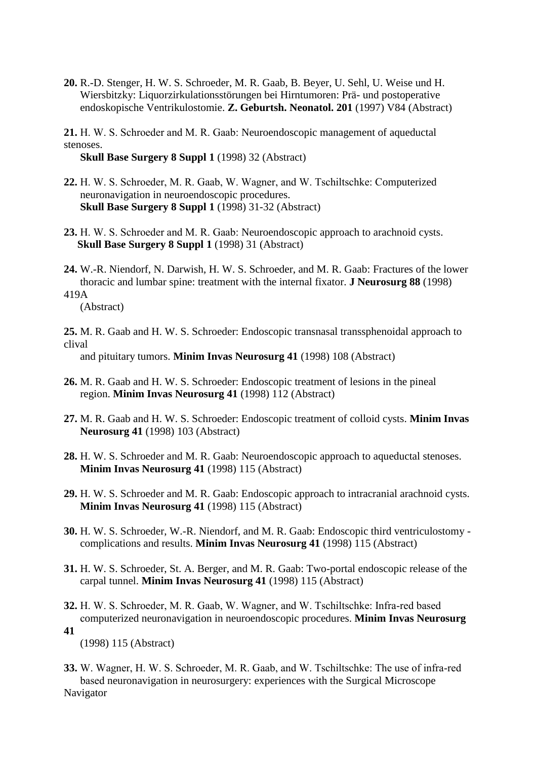**20.** R.-D. Stenger, H. W. S. Schroeder, M. R. Gaab, B. Beyer, U. Sehl, U. Weise und H. Wiersbitzky: Liquorzirkulationsstörungen bei Hirntumoren: Prä- und postoperative endoskopische Ventrikulostomie. **Z. Geburtsh. Neonatol. 201** (1997) V84 (Abstract)

**21.** H. W. S. Schroeder and M. R. Gaab: Neuroendoscopic management of aqueductal stenoses. **Skull Base Surgery 8 Suppl 1** (1998) 32 (Abstract)

**22.** H. W. S. Schroeder, M. R. Gaab, W. Wagner, and W. Tschiltschke: Computerized neuronavigation in neuroendoscopic procedures. **Skull Base Surgery 8 Suppl 1** (1998) 31-32 (Abstract)

**23.** H. W. S. Schroeder and M. R. Gaab: Neuroendoscopic approach to arachnoid cysts. **Skull Base Surgery 8 Suppl 1** (1998) 31 (Abstract)

**24.** W.-R. Niendorf, N. Darwish, H. W. S. Schroeder, and M. R. Gaab: Fractures of the lower thoracic and lumbar spine: treatment with the internal fixator. **J Neurosurg 88** (1998) 419A (Abstract)

**25.** M. R. Gaab and H. W. S. Schroeder: Endoscopic transnasal transsphenoidal approach to clival and pituitary tumors. **Minim Invas Neurosurg 41** (1998) 108 (Abstract)

**26.** M. R. Gaab and H. W. S. Schroeder: Endoscopic treatment of lesions in the pineal region. **Minim Invas Neurosurg 41** (1998) 112 (Abstract)

**27.** M. R. Gaab and H. W. S. Schroeder: Endoscopic treatment of colloid cysts. **Minim Invas Neurosurg 41** (1998) 103 (Abstract)

**28.** H. W. S. Schroeder and M. R. Gaab: Neuroendoscopic approach to aqueductal stenoses. **Minim Invas Neurosurg 41** (1998) 115 (Abstract)

**29.** H. W. S. Schroeder and M. R. Gaab: Endoscopic approach to intracranial arachnoid cysts. **Minim Invas Neurosurg 41** (1998) 115 (Abstract)

**30.** H. W. S. Schroeder, W.-R. Niendorf, and M. R. Gaab: Endoscopic third ventriculostomy - complications and results. **Minim Invas Neurosurg 41** (1998) 115 (Abstract)

**31.** H. W. S. Schroeder, St. A. Berger, and M. R. Gaab: Two-portal endoscopic release of the carpal tunnel. **Minim Invas Neurosurg 41** (1998) 115 (Abstract)

**32.** H. W. S. Schroeder, M. R. Gaab, W. Wagner, and W. Tschiltschke: Infra-red based computerized neuronavigation in neuroendoscopic procedures. **Minim Invas Neurosurg 41** (1998) 115 (Abstract)

**33.** W. Wagner, H. W. S. Schroeder, M. R. Gaab, and W. Tschiltschke: The use of infra-red based neuronavigation in neurosurgery: experiences with the Surgical Microscope Navigator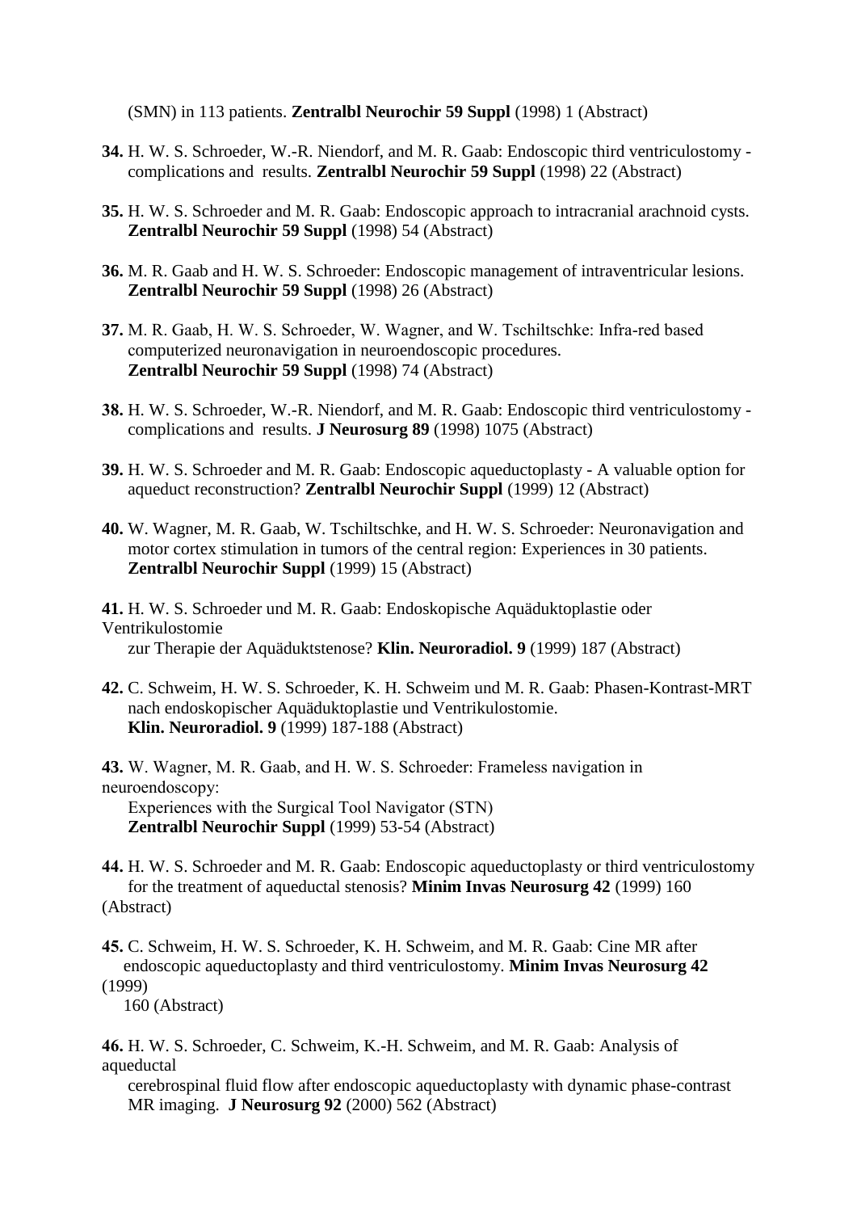(SMN) in 113 patients. **Zentralbl Neurochir 59 Suppl** (1998) 1 (Abstract)

**34.** H. W. S. Schroeder, W.-R. Niendorf, and M. R. Gaab: Endoscopic third ventriculostomy - complications and results. **Zentralbl Neurochir 59 Suppl** (1998) 22 (Abstract)

**35.** H. W. S. Schroeder and M. R. Gaab: Endoscopic approach to intracranial arachnoid cysts. **Zentralbl Neurochir 59 Suppl** (1998) 54 (Abstract)

**36.** M. R. Gaab and H. W. S. Schroeder: Endoscopic management of intraventricular lesions. **Zentralbl Neurochir 59 Suppl** (1998) 26 (Abstract)

**37.** M. R. Gaab, H. W. S. Schroeder, W. Wagner, and W. Tschiltschke: Infra-red based computerized neuronavigation in neuroendoscopic procedures. **Zentralbl Neurochir 59 Suppl** (1998) 74 (Abstract)

**38.** H. W. S. Schroeder, W.-R. Niendorf, and M. R. Gaab: Endoscopic third ventriculostomy - complications and results. **J Neurosurg 89** (1998) 1075 (Abstract)

**39.** H. W. S. Schroeder and M. R. Gaab: Endoscopic aqueductoplasty - A valuable option for aqueduct reconstruction? **Zentralbl Neurochir Suppl** (1999) 12 (Abstract)

**40.** W. Wagner, M. R. Gaab, W. Tschiltschke, and H. W. S. Schroeder: Neuronavigation and motor cortex stimulation in tumors of the central region: Experiences in 30 patients. **Zentralbl Neurochir Suppl** (1999) 15 (Abstract)

**41.** H. W. S. Schroeder und M. R. Gaab: Endoskopische Aquäduktoplastie oder Ventrikulostomie zur Therapie der Aquäduktstenose? **Klin. Neuroradiol. 9** (1999) 187 (Abstract)

**42.** C. Schweim, H. W. S. Schroeder, K. H. Schweim und M. R. Gaab: Phasen-Kontrast-MRT nach endoskopischer Aquäduktoplastie und Ventrikulostomie. **Klin. Neuroradiol. 9** (1999) 187-188 (Abstract)

**43.** W. Wagner, M. R. Gaab, and H. W. S. Schroeder: Frameless navigation in neuroendoscopy: Experiences with the Surgical Tool Navigator (STN) **Zentralbl Neurochir Suppl** (1999) 53-54 (Abstract)

**44.** H. W. S. Schroeder and M. R. Gaab: Endoscopic aqueductoplasty or third ventriculostomy for the treatment of aqueductal stenosis? **Minim Invas Neurosurg 42** (1999) 160 (Abstract)

**45.** C. Schweim, H. W. S. Schroeder, K. H. Schweim, and M. R. Gaab: Cine MR after endoscopic aqueductoplasty and third ventriculostomy. **Minim Invas Neurosurg 42** (1999) 160 (Abstract)

**46.** H. W. S. Schroeder, C. Schweim, K.-H. Schweim, and M. R. Gaab: Analysis of aqueductal cerebrospinal fluid flow after endoscopic aqueductoplasty with dynamic phase-contrast MR imaging. **J Neurosurg 92** (2000) 562 (Abstract)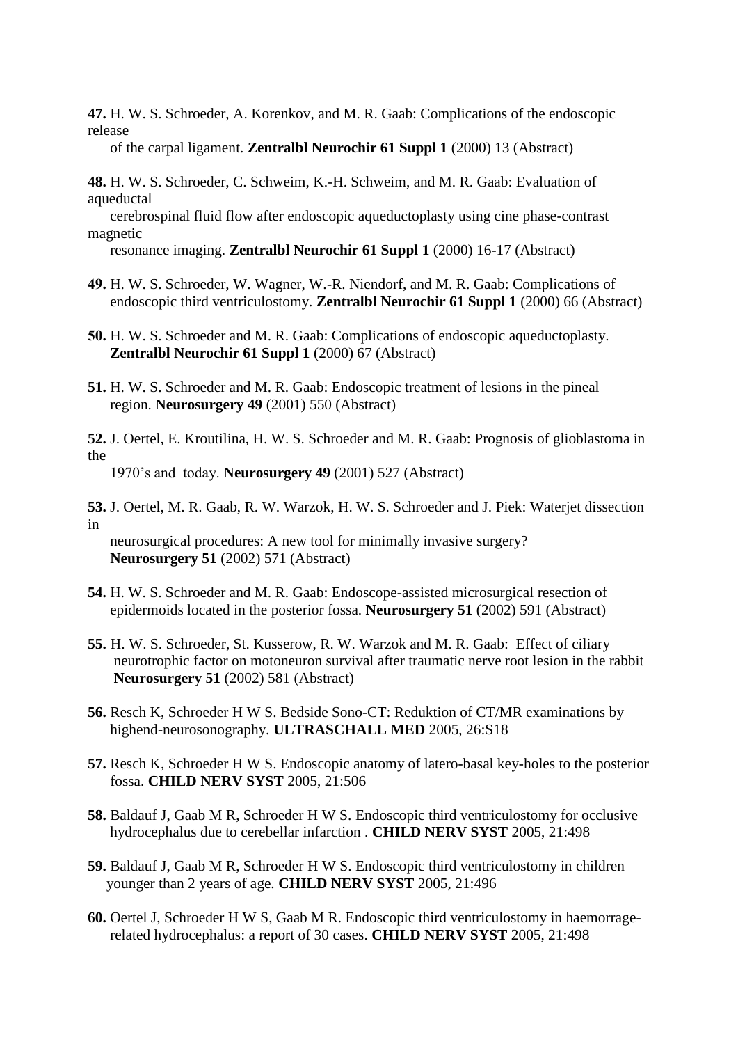**47.** H. W. S. Schroeder, A. Korenkov, and M. R. Gaab: Complications of the endoscopic release of the carpal ligament. **Zentralbl Neurochir 61 Suppl 1** (2000) 13 (Abstract)

**48.** H. W. S. Schroeder, C. Schweim, K.-H. Schweim, and M. R. Gaab: Evaluation of aqueductal cerebrospinal fluid flow after endoscopic aqueductoplasty using cine phase-contrast magnetic resonance imaging. **Zentralbl Neurochir 61 Suppl 1** (2000) 16-17 (Abstract)

**49.** H. W. S. Schroeder, W. Wagner, W.-R. Niendorf, and M. R. Gaab: Complications of endoscopic third ventriculostomy. **Zentralbl Neurochir 61 Suppl 1** (2000) 66 (Abstract)

**50.** H. W. S. Schroeder and M. R. Gaab: Complications of endoscopic aqueductoplasty. **Zentralbl Neurochir 61 Suppl 1** (2000) 67 (Abstract)

**51.** H. W. S. Schroeder and M. R. Gaab: Endoscopic treatment of lesions in the pineal region. **Neurosurgery 49** (2001) 550 (Abstract)

**52.** J. Oertel, E. Kroutilina, H. W. S. Schroeder and M. R. Gaab: Prognosis of glioblastoma in the 1970's and today. **Neurosurgery 49** (2001) 527 (Abstract)

**53.** J. Oertel, M. R. Gaab, R. W. Warzok, H. W. S. Schroeder and J. Piek: Waterjet dissection in neurosurgical procedures: A new tool for minimally invasive surgery? **Neurosurgery 51** (2002) 571 (Abstract)

**54.** H. W. S. Schroeder and M. R. Gaab: Endoscope-assisted microsurgical resection of epidermoids located in the posterior fossa. **Neurosurgery 51** (2002) 591 (Abstract)

**55.** H. W. S. Schroeder, St. Kusserow, R. W. Warzok and M. R. Gaab: Effect of ciliary neurotrophic factor on motoneuron survival after traumatic nerve root lesion in the rabbit **Neurosurgery 51** (2002) 581 (Abstract)

**56.** Resch K, Schroeder H W S. Bedside Sono-CT: Reduktion of CT/MR examinations by highend-neurosonography. **ULTRASCHALL MED** 2005, 26:S18

**57.** Resch K, Schroeder H W S. Endoscopic anatomy of latero-basal key-holes to the posterior fossa. **CHILD NERV SYST** 2005, 21:506

**58.** Baldauf J, Gaab M R, Schroeder H W S. Endoscopic third ventriculostomy for occlusive hydrocephalus due to cerebellar infarction . **CHILD NERV SYST** 2005, 21:498

**59.** Baldauf J, Gaab M R, Schroeder H W S. Endoscopic third ventriculostomy in children younger than 2 years of age. **CHILD NERV SYST** 2005, 21:496

**60.** Oertel J, Schroeder H W S, Gaab M R. Endoscopic third ventriculostomy in haemorrage-related hydrocephalus: a report of 30 cases. **CHILD NERV SYST** 2005, 21:498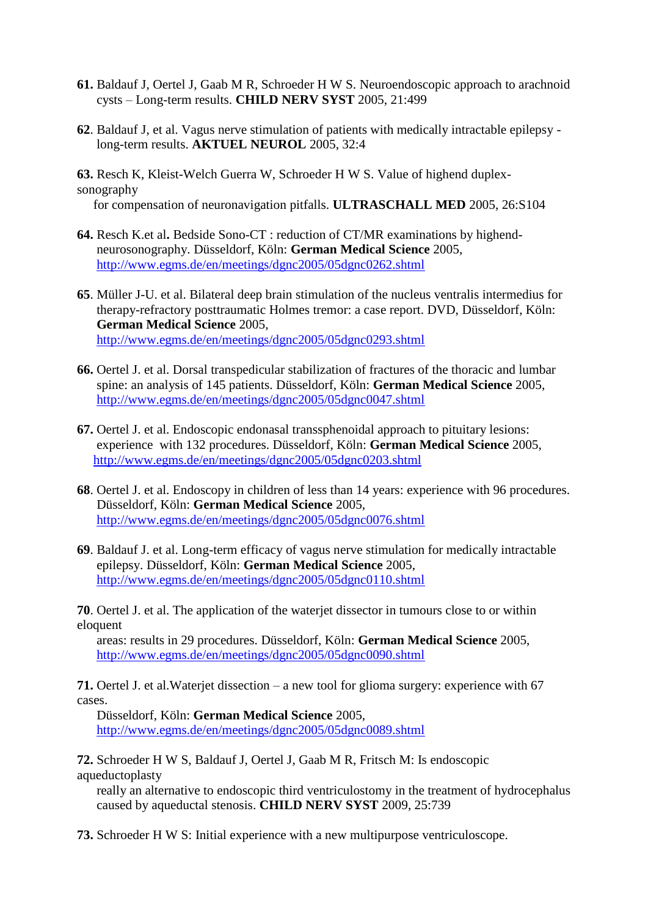**61.** Baldauf J, Oertel J, Gaab M R, Schroeder H W S. Neuroendoscopic approach to arachnoid cysts – Long-term results. **CHILD NERV SYST** 2005, 21:499

**62**. Baldauf J, et al. Vagus nerve stimulation of patients with medically intractable epilepsy - long-term results. **AKTUEL NEUROL** 2005, 32:4

**63.** Resch K, Kleist-Welch Guerra W, Schroeder H W S. Value of highend duplex-sonography for compensation of neuronavigation pitfalls. **ULTRASCHALL MED** 2005, 26:S104

**64.** Resch K.et al**.** Bedside Sono-CT : reduction of CT/MR examinations by highend-neurosonography. Düsseldorf, Köln: **German Medical Science** 2005, http://www.egms.de/en/meetings/dgnc2005/05dgnc0262.shtml

**65**. Müller J-U. et al. Bilateral deep brain stimulation of the nucleus ventralis intermedius for therapy-refractory posttraumatic Holmes tremor: a case report. DVD, Düsseldorf, Köln: **German Medical Science** 2005, http://www.egms.de/en/meetings/dgnc2005/05dgnc0293.shtml

**66.** Oertel J. et al. Dorsal transpedicular stabilization of fractures of the thoracic and lumbar spine: an analysis of 145 patients. Düsseldorf, Köln: **German Medical Science** 2005, http://www.egms.de/en/meetings/dgnc2005/05dgnc0047.shtml

**67.** Oertel J. et al. Endoscopic endonasal transsphenoidal approach to pituitary lesions: experience with 132 procedures. Düsseldorf, Köln: **German Medical Science** 2005, http://www.egms.de/en/meetings/dgnc2005/05dgnc0203.shtml

**68**. Oertel J. et al. Endoscopy in children of less than 14 years: experience with 96 procedures. Düsseldorf, Köln: **German Medical Science** 2005, http://www.egms.de/en/meetings/dgnc2005/05dgnc0076.shtml

**69**. Baldauf J. et al. Long-term efficacy of vagus nerve stimulation for medically intractable epilepsy. Düsseldorf, Köln: **German Medical Science** 2005, http://www.egms.de/en/meetings/dgnc2005/05dgnc0110.shtml

**70**. Oertel J. et al. The application of the waterjet dissector in tumours close to or within eloquent areas: results in 29 procedures. Düsseldorf, Köln: **German Medical Science** 2005, http://www.egms.de/en/meetings/dgnc2005/05dgnc0090.shtml

**71.** Oertel J. et al.Waterjet dissection – a new tool for glioma surgery: experience with 67 cases. Düsseldorf, Köln: **German Medical Science** 2005, http://www.egms.de/en/meetings/dgnc2005/05dgnc0089.shtml

**72.** Schroeder H W S, Baldauf J, Oertel J, Gaab M R, Fritsch M: Is endoscopic aqueductoplasty really an alternative to endoscopic third ventriculostomy in the treatment of hydrocephalus caused by aqueductal stenosis. **CHILD NERV SYST** 2009, 25:739

**73.** Schroeder H W S: Initial experience with a new multipurpose ventriculoscope.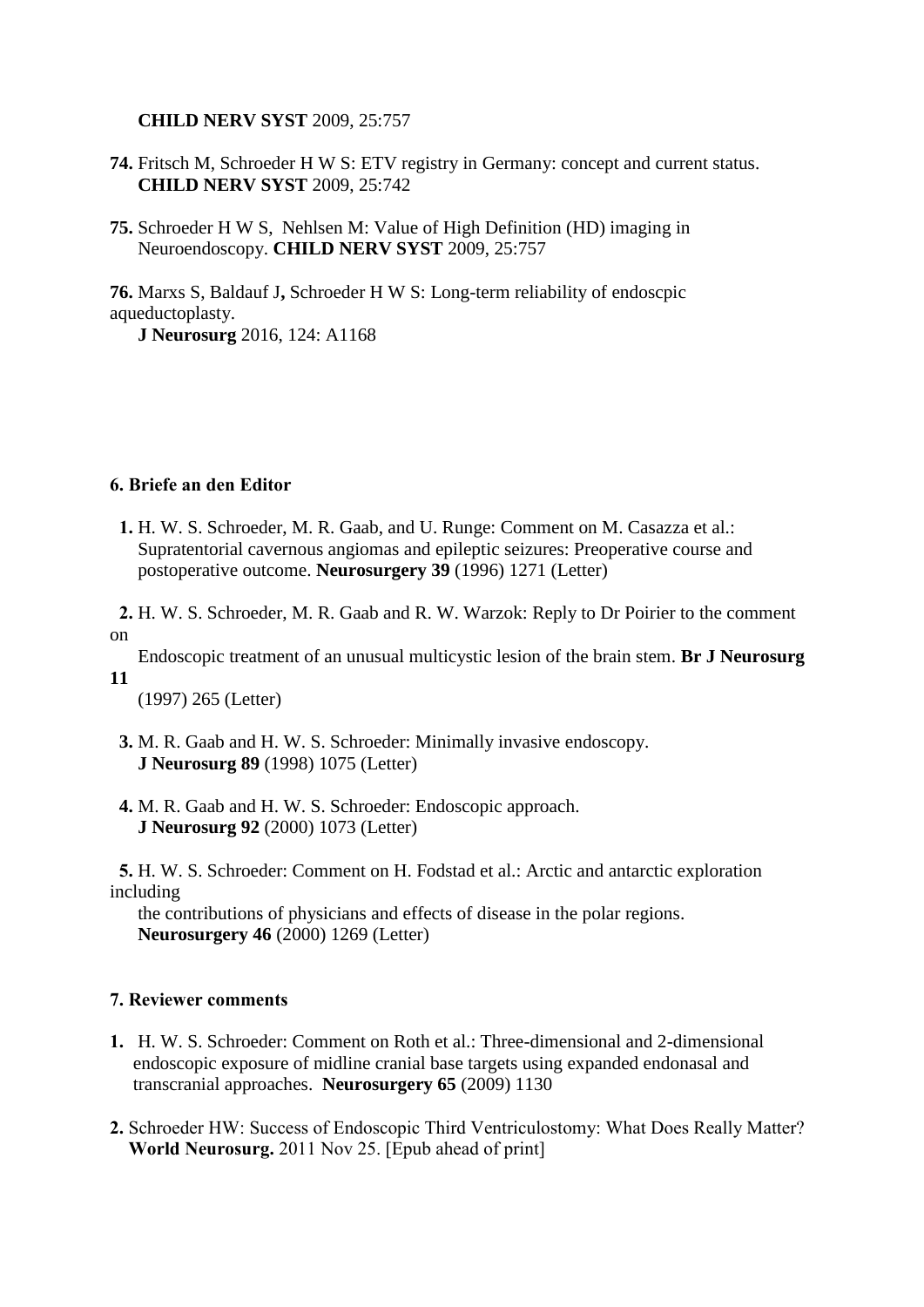**CHILD NERV SYST** 2009, 25:757

**74.** Fritsch M, Schroeder H W S: ETV registry in Germany: concept and current status. **CHILD NERV SYST** 2009, 25:742

**75.** Schroeder H W S, Nehlsen M: Value of High Definition (HD) imaging in Neuroendoscopy. **CHILD NERV SYST** 2009, 25:757

**76.** Marxs S, Baldauf J**,** Schroeder H W S: Long-term reliability of endoscpic aqueductoplasty. **J Neurosurg** 2016, 124: A1168

### 6. Briefe an den Editor

**1.** H. W. S. Schroeder, M. R. Gaab, and U. Runge: Comment on M. Casazza et al.: Supratentorial cavernous angiomas and epileptic seizures: Preoperative course and postoperative outcome. **Neurosurgery 39** (1996) 1271 (Letter)

**2.** H. W. S. Schroeder, M. R. Gaab and R. W. Warzok: Reply to Dr Poirier to the comment on Endoscopic treatment of an unusual multicystic lesion of the brain stem. **Br J Neurosurg 11** (1997) 265 (Letter)

**3.** M. R. Gaab and H. W. S. Schroeder: Minimally invasive endoscopy. **J Neurosurg 89** (1998) 1075 (Letter)

**4.** M. R. Gaab and H. W. S. Schroeder: Endoscopic approach. **J Neurosurg 92** (2000) 1073 (Letter)

**5.** H. W. S. Schroeder: Comment on H. Fodstad et al.: Arctic and antarctic exploration including the contributions of physicians and effects of disease in the polar regions. **Neurosurgery 46** (2000) 1269 (Letter)

### 7. Reviewer comments

**1.** H. W. S. Schroeder: Comment on Roth et al.: Three-dimensional and 2-dimensional endoscopic exposure of midline cranial base targets using expanded endonasal and transcranial approaches. **Neurosurgery 65** (2009) 1130

**2.** Schroeder HW: Success of Endoscopic Third Ventriculostomy: What Does Really Matter? **World Neurosurg.** 2011 Nov 25. [Epub ahead of print]